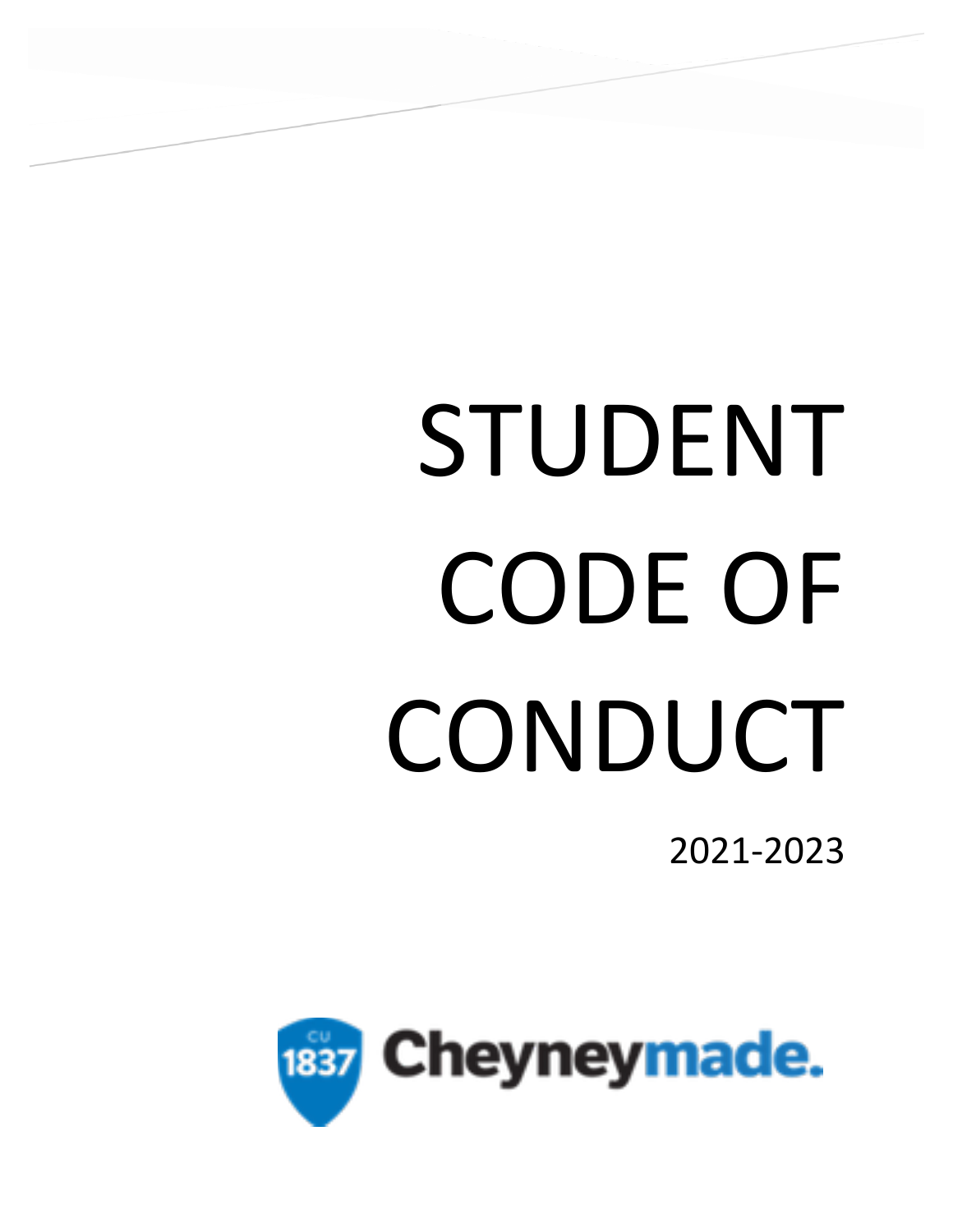# STUDENT CODE OF CONDUCT

2021-2023

CU 1837 Cheyneymade.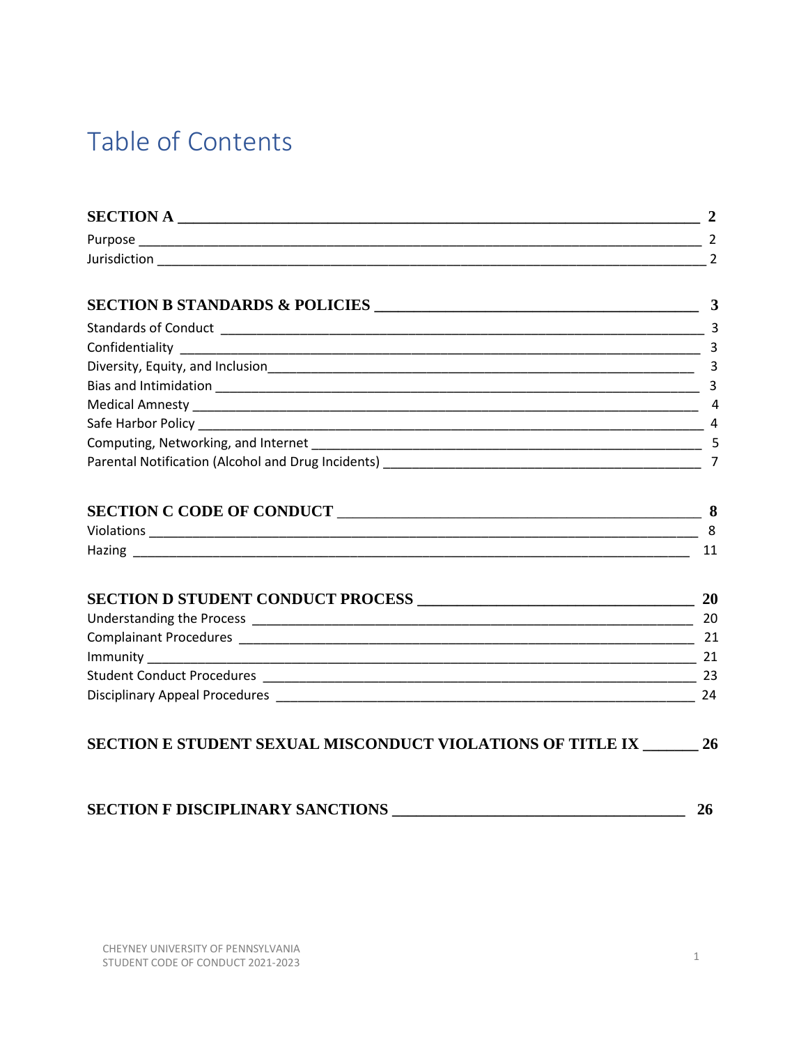# Table of Contents

**SECTION A** ____________________________________________ **2**

Purpose ____________________________________________ 2

Jurisdiction ____________________________________________ 2

**SECTION B STANDARDS & POLICIES** ______________________ **3**

Standards of Conduct ____________________________________ 3

Confidentiality ________________________________________ 3

Diversity, Equity, and Inclusion____________________________ 3

Bias and Intimidation ____________________________________ 3

Medical Amnesty ________________________________________ 4

Safe Harbor Policy ______________________________________ 4

Computing, Networking, and Internet ______________________ 5

Parental Notification (Alcohol and Drug Incidents) ____________ 7

**SECTION C CODE OF CONDUCT** ___________________________ **8**

Violations ______________________________________________ 8

Hazing ________________________________________________ 11

**SECTION D STUDENT CONDUCT PROCESS** _________________ **20**

Understanding the Process ________________________________ 20

Complainant Procedures __________________________________ 21

Immunity _______________________________________________ 21

Student Conduct Procedures _______________________________ 23

Disciplinary Appeal Procedures _____________________________ 24

**SECTION E STUDENT SEXUAL MISCONDUCT VIOLATIONS OF TITLE IX** _______ **26**

**SECTION F DISCIPLINARY SANCTIONS** ______________________ **26**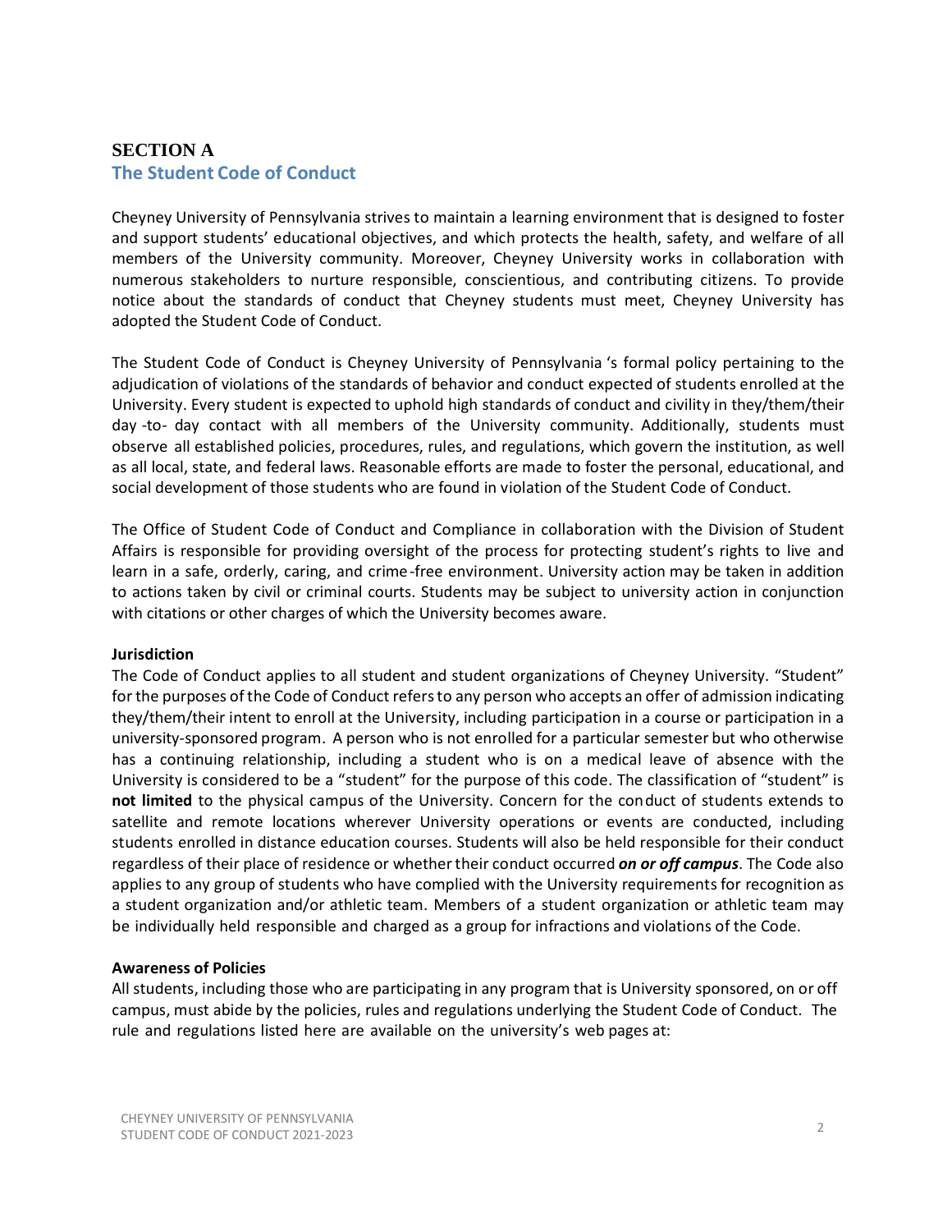# SECTION A

## The Student Code of Conduct

Cheyney University of Pennsylvania strives to maintain a learning environment that is designed to foster and support students' educational objectives, and which protects the health, safety, and welfare of all members of the University community. Moreover, Cheyney University works in collaboration with numerous stakeholders to nurture responsible, conscientious, and contributing citizens. To provide notice about the standards of conduct that Cheyney students must meet, Cheyney University has adopted the Student Code of Conduct.

The Student Code of Conduct is Cheyney University of Pennsylvania 's formal policy pertaining to the adjudication of violations of the standards of behavior and conduct expected of students enrolled at the University. Every student is expected to uphold high standards of conduct and civility in they/them/their day -to- day contact with all members of the University community. Additionally, students must observe all established policies, procedures, rules, and regulations, which govern the institution, as well as all local, state, and federal laws. Reasonable efforts are made to foster the personal, educational, and social development of those students who are found in violation of the Student Code of Conduct.

The Office of Student Code of Conduct and Compliance in collaboration with the Division of Student Affairs is responsible for providing oversight of the process for protecting student's rights to live and learn in a safe, orderly, caring, and crime-free environment. University action may be taken in addition to actions taken by civil or criminal courts. Students may be subject to university action in conjunction with citations or other charges of which the University becomes aware.

**Jurisdiction**

The Code of Conduct applies to all student and student organizations of Cheyney University. "Student" for the purposes of the Code of Conduct refers to any person who accepts an offer of admission indicating they/them/their intent to enroll at the University, including participation in a course or participation in a university-sponsored program. A person who is not enrolled for a particular semester but who otherwise has a continuing relationship, including a student who is on a medical leave of absence with the University is considered to be a "student" for the purpose of this code. The classification of "student" is **not limited** to the physical campus of the University. Concern for the conduct of students extends to satellite and remote locations wherever University operations or events are conducted, including students enrolled in distance education courses. Students will also be held responsible for their conduct regardless of their place of residence or whether their conduct occurred ***on or off campus***. The Code also applies to any group of students who have complied with the University requirements for recognition as a student organization and/or athletic team. Members of a student organization or athletic team may be individually held responsible and charged as a group for infractions and violations of the Code.

**Awareness of Policies**

All students, including those who are participating in any program that is University sponsored, on or off campus, must abide by the policies, rules and regulations underlying the Student Code of Conduct. The rule and regulations listed here are available on the university's web pages at: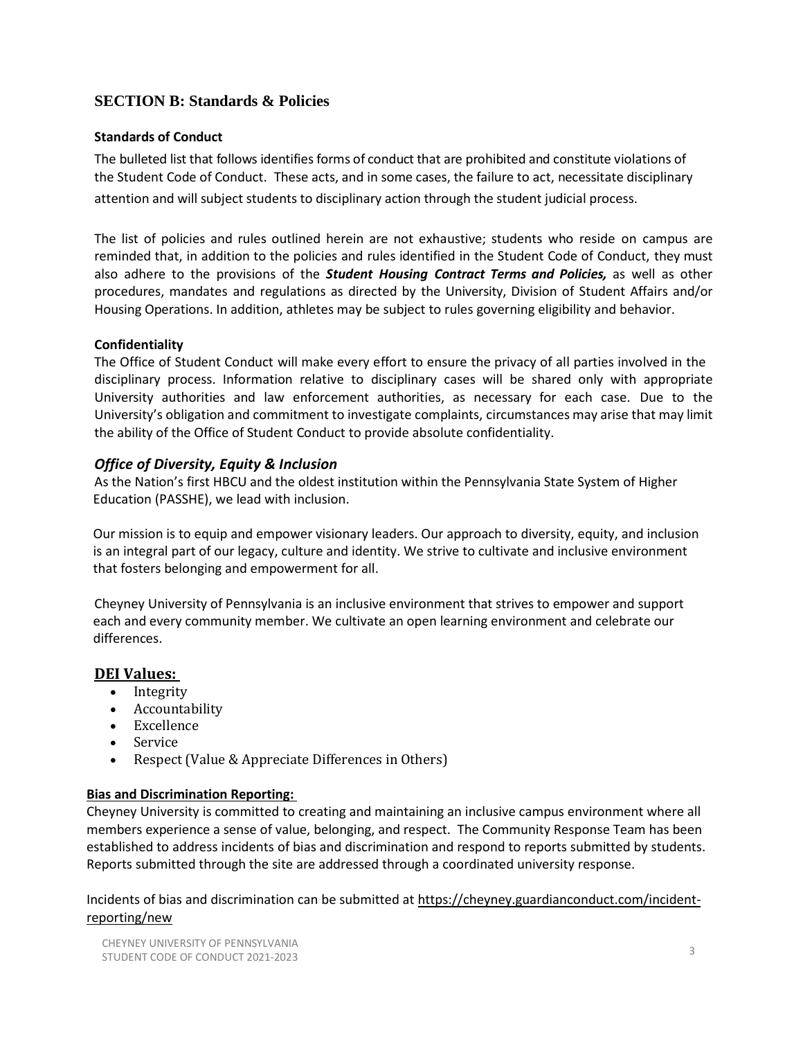## SECTION B: Standards & Policies

### Standards of Conduct

The bulleted list that follows identifies forms of conduct that are prohibited and constitute violations of the Student Code of Conduct. These acts, and in some cases, the failure to act, necessitate disciplinary attention and will subject students to disciplinary action through the student judicial process.

The list of policies and rules outlined herein are not exhaustive; students who reside on campus are reminded that, in addition to the policies and rules identified in the Student Code of Conduct, they must also adhere to the provisions of the ***Student Housing Contract Terms and Policies,*** as well as other procedures, mandates and regulations as directed by the University, Division of Student Affairs and/or Housing Operations. In addition, athletes may be subject to rules governing eligibility and behavior.

### Confidentiality

The Office of Student Conduct will make every effort to ensure the privacy of all parties involved in the disciplinary process. Information relative to disciplinary cases will be shared only with appropriate University authorities and law enforcement authorities, as necessary for each case. Due to the University's obligation and commitment to investigate complaints, circumstances may arise that may limit the ability of the Office of Student Conduct to provide absolute confidentiality.

### *Office of Diversity, Equity & Inclusion*

As the Nation's first HBCU and the oldest institution within the Pennsylvania State System of Higher Education (PASSHE), we lead with inclusion.

Our mission is to equip and empower visionary leaders. Our approach to diversity, equity, and inclusion is an integral part of our legacy, culture and identity. We strive to cultivate and inclusive environment that fosters belonging and empowerment for all.

Cheyney University of Pennsylvania is an inclusive environment that strives to empower and support each and every community member. We cultivate an open learning environment and celebrate our differences.

### DEI Values:

- Integrity
- Accountability
- Excellence
- Service
- Respect (Value & Appreciate Differences in Others)

**Bias and Discrimination Reporting:**

Cheyney University is committed to creating and maintaining an inclusive campus environment where all members experience a sense of value, belonging, and respect. The Community Response Team has been established to address incidents of bias and discrimination and respond to reports submitted by students. Reports submitted through the site are addressed through a coordinated university response.

Incidents of bias and discrimination can be submitted at https://cheyney.guardianconduct.com/incident-reporting/new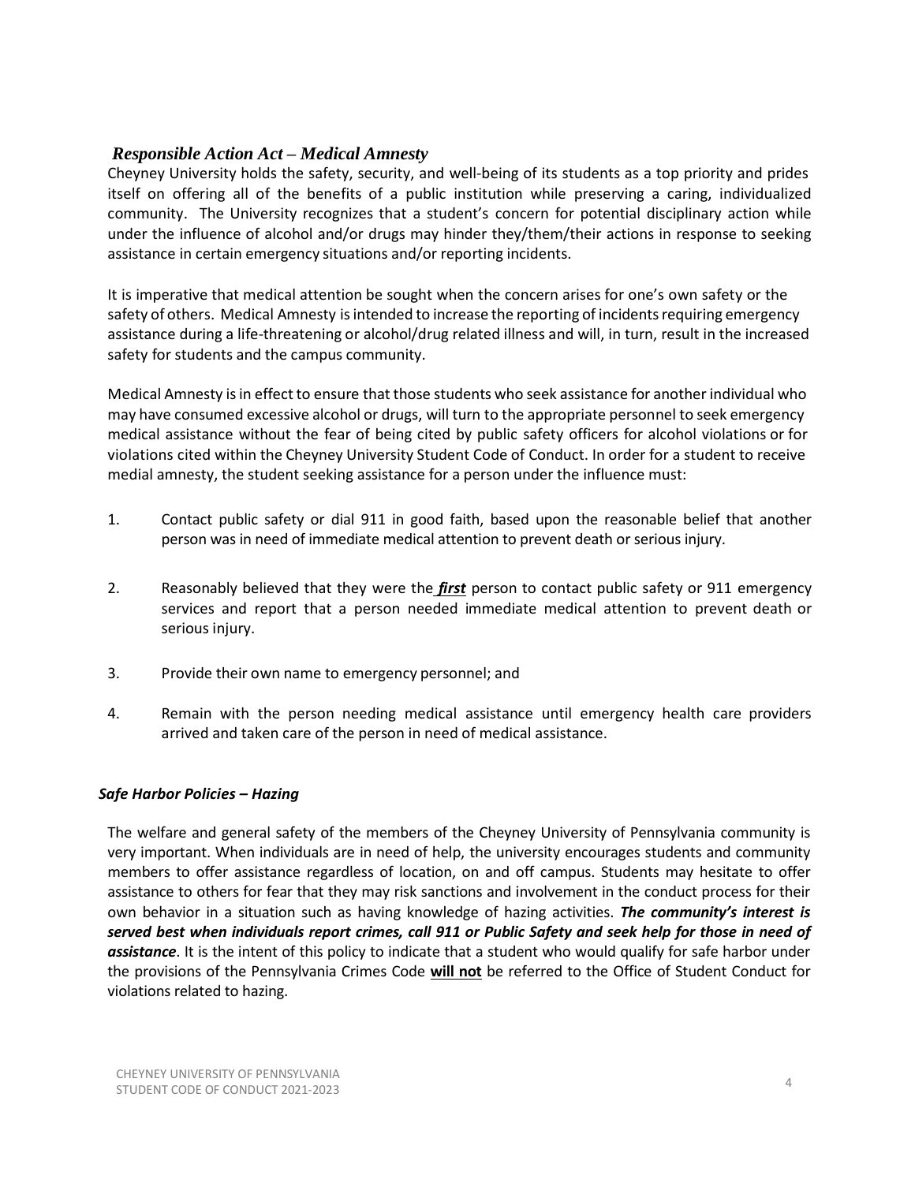### *Responsible Action Act – Medical Amnesty*

Cheyney University holds the safety, security, and well-being of its students as a top priority and prides itself on offering all of the benefits of a public institution while preserving a caring, individualized community. The University recognizes that a student's concern for potential disciplinary action while under the influence of alcohol and/or drugs may hinder they/them/their actions in response to seeking assistance in certain emergency situations and/or reporting incidents.

It is imperative that medical attention be sought when the concern arises for one's own safety or the safety of others. Medical Amnesty is intended to increase the reporting of incidents requiring emergency assistance during a life-threatening or alcohol/drug related illness and will, in turn, result in the increased safety for students and the campus community.

Medical Amnesty is in effect to ensure that those students who seek assistance for another individual who may have consumed excessive alcohol or drugs, will turn to the appropriate personnel to seek emergency medical assistance without the fear of being cited by public safety officers for alcohol violations or for violations cited within the Cheyney University Student Code of Conduct. In order for a student to receive medial amnesty, the student seeking assistance for a person under the influence must:

1. Contact public safety or dial 911 in good faith, based upon the reasonable belief that another person was in need of immediate medical attention to prevent death or serious injury.
2. Reasonably believed that they were the ***first*** person to contact public safety or 911 emergency services and report that a person needed immediate medical attention to prevent death or serious injury.
3. Provide their own name to emergency personnel; and
4. Remain with the person needing medical assistance until emergency health care providers arrived and taken care of the person in need of medical assistance.

### *Safe Harbor Policies – Hazing*

The welfare and general safety of the members of the Cheyney University of Pennsylvania community is very important. When individuals are in need of help, the university encourages students and community members to offer assistance regardless of location, on and off campus. Students may hesitate to offer assistance to others for fear that they may risk sanctions and involvement in the conduct process for their own behavior in a situation such as having knowledge of hazing activities. ***The community's interest is served best when individuals report crimes, call 911 or Public Safety and seek help for those in need of assistance***. It is the intent of this policy to indicate that a student who would qualify for safe harbor under the provisions of the Pennsylvania Crimes Code **will not** be referred to the Office of Student Conduct for violations related to hazing.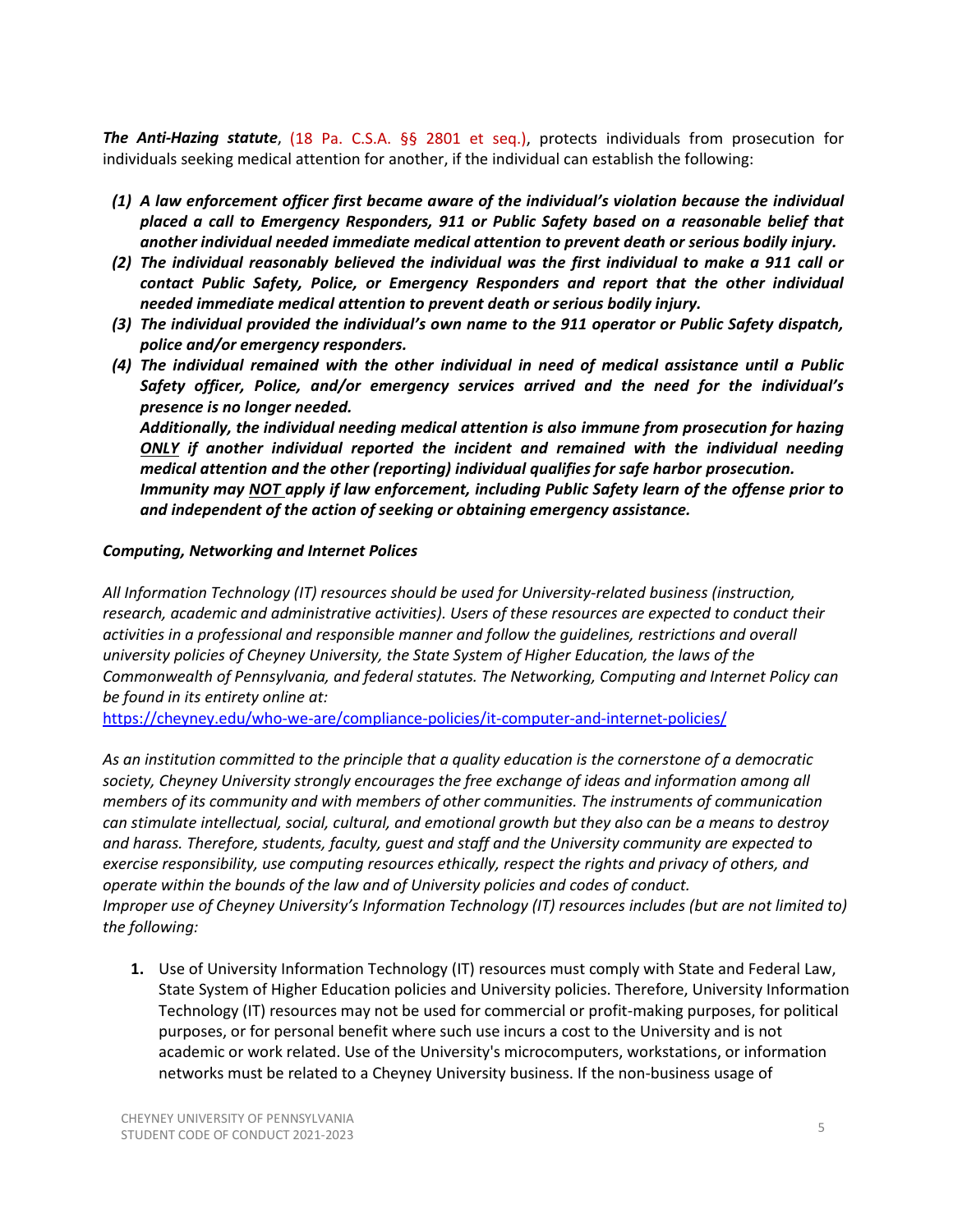***The Anti-Hazing statute***, (18 Pa. C.S.A. §§ 2801 et seq.), protects individuals from prosecution for individuals seeking medical attention for another, if the individual can establish the following:

1. ***A law enforcement officer first became aware of the individual's violation because the individual placed a call to Emergency Responders, 911 or Public Safety based on a reasonable belief that another individual needed immediate medical attention to prevent death or serious bodily injury.***
2. ***The individual reasonably believed the individual was the first individual to make a 911 call or contact Public Safety, Police, or Emergency Responders and report that the other individual needed immediate medical attention to prevent death or serious bodily injury.***
3. ***The individual provided the individual's own name to the 911 operator or Public Safety dispatch, police and/or emergency responders.***
4. ***The individual remained with the other individual in need of medical assistance until a Public Safety officer, Police, and/or emergency services arrived and the need for the individual's presence is no longer needed.***

   ***Additionally, the individual needing medical attention is also immune from prosecution for hazing <u>ONLY</u> if another individual reported the incident and remained with the individual needing medical attention and the other (reporting) individual qualifies for safe harbor prosecution.***
   ***Immunity may <u>NOT</u> apply if law enforcement, including Public Safety learn of the offense prior to and independent of the action of seeking or obtaining emergency assistance.***

***Computing, Networking and Internet Polices***

*All Information Technology (IT) resources should be used for University-related business (instruction, research, academic and administrative activities). Users of these resources are expected to conduct their activities in a professional and responsible manner and follow the guidelines, restrictions and overall university policies of Cheyney University, the State System of Higher Education, the laws of the Commonwealth of Pennsylvania, and federal statutes. The Networking, Computing and Internet Policy can be found in its entirety online at:*
https://cheyney.edu/who-we-are/compliance-policies/it-computer-and-internet-policies/

*As an institution committed to the principle that a quality education is the cornerstone of a democratic society, Cheyney University strongly encourages the free exchange of ideas and information among all members of its community and with members of other communities. The instruments of communication can stimulate intellectual, social, cultural, and emotional growth but they also can be a means to destroy and harass. Therefore, students, faculty, guest and staff and the University community are expected to exercise responsibility, use computing resources ethically, respect the rights and privacy of others, and operate within the bounds of the law and of University policies and codes of conduct.*
*Improper use of Cheyney University's Information Technology (IT) resources includes (but are not limited to) the following:*

1. Use of University Information Technology (IT) resources must comply with State and Federal Law, State System of Higher Education policies and University policies. Therefore, University Information Technology (IT) resources may not be used for commercial or profit-making purposes, for political purposes, or for personal benefit where such use incurs a cost to the University and is not academic or work related. Use of the University's microcomputers, workstations, or information networks must be related to a Cheyney University business. If the non-business usage of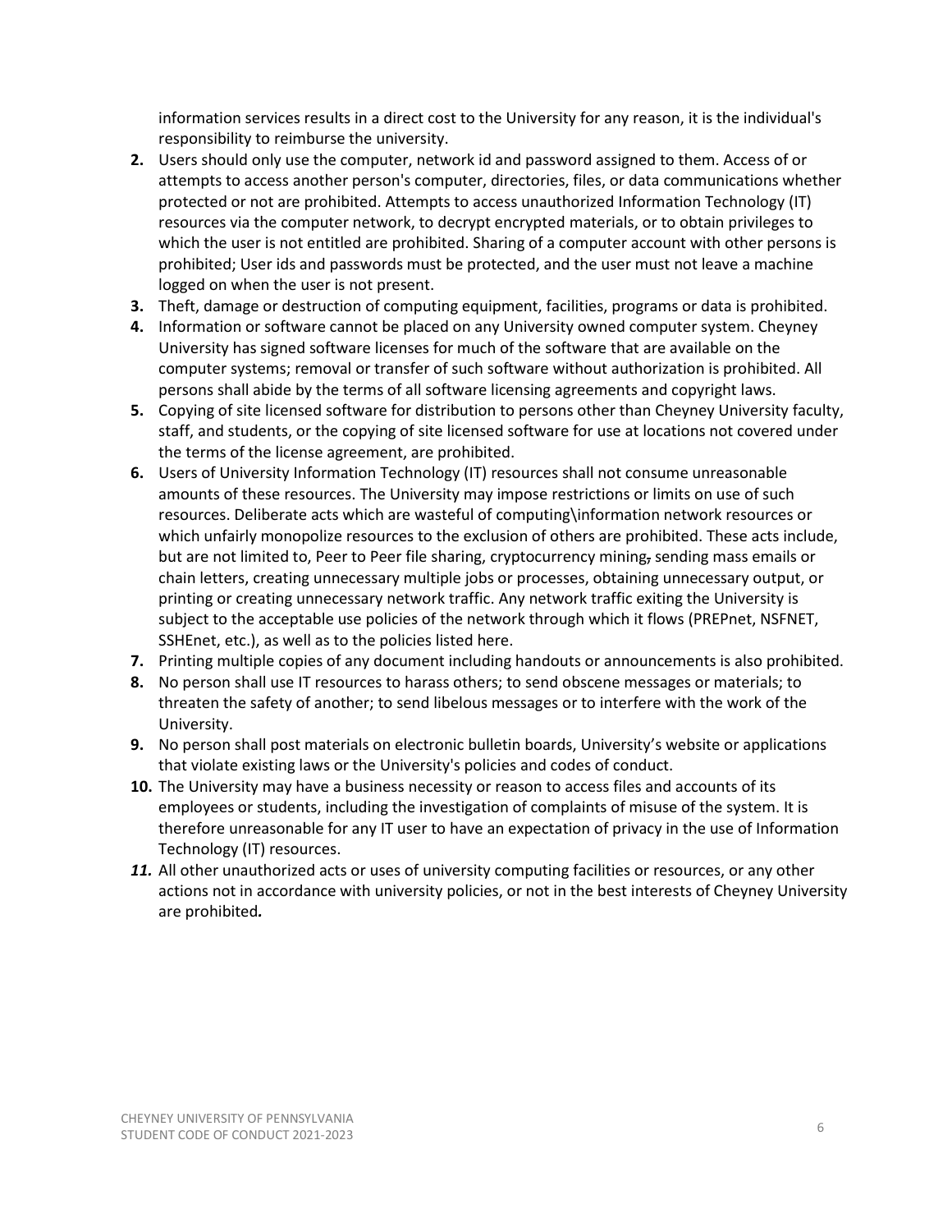information services results in a direct cost to the University for any reason, it is the individual's responsibility to reimburse the university.

2. Users should only use the computer, network id and password assigned to them. Access of or attempts to access another person's computer, directories, files, or data communications whether protected or not are prohibited. Attempts to access unauthorized Information Technology (IT) resources via the computer network, to decrypt encrypted materials, or to obtain privileges to which the user is not entitled are prohibited. Sharing of a computer account with other persons is prohibited; User ids and passwords must be protected, and the user must not leave a machine logged on when the user is not present.
3. Theft, damage or destruction of computing equipment, facilities, programs or data is prohibited.
4. Information or software cannot be placed on any University owned computer system. Cheyney University has signed software licenses for much of the software that are available on the computer systems; removal or transfer of such software without authorization is prohibited. All persons shall abide by the terms of all software licensing agreements and copyright laws.
5. Copying of site licensed software for distribution to persons other than Cheyney University faculty, staff, and students, or the copying of site licensed software for use at locations not covered under the terms of the license agreement, are prohibited.
6. Users of University Information Technology (IT) resources shall not consume unreasonable amounts of these resources. The University may impose restrictions or limits on use of such resources. Deliberate acts which are wasteful of computing\information network resources or which unfairly monopolize resources to the exclusion of others are prohibited. These acts include, but are not limited to, Peer to Peer file sharing, cryptocurrency mining, sending mass emails or chain letters, creating unnecessary multiple jobs or processes, obtaining unnecessary output, or printing or creating unnecessary network traffic. Any network traffic exiting the University is subject to the acceptable use policies of the network through which it flows (PREPnet, NSFNET, SSHEnet, etc.), as well as to the policies listed here.
7. Printing multiple copies of any document including handouts or announcements is also prohibited.
8. No person shall use IT resources to harass others; to send obscene messages or materials; to threaten the safety of another; to send libelous messages or to interfere with the work of the University.
9. No person shall post materials on electronic bulletin boards, University's website or applications that violate existing laws or the University's policies and codes of conduct.
10. The University may have a business necessity or reason to access files and accounts of its employees or students, including the investigation of complaints of misuse of the system. It is therefore unreasonable for any IT user to have an expectation of privacy in the use of Information Technology (IT) resources.
11. All other unauthorized acts or uses of university computing facilities or resources, or any other actions not in accordance with university policies, or not in the best interests of Cheyney University are prohibited.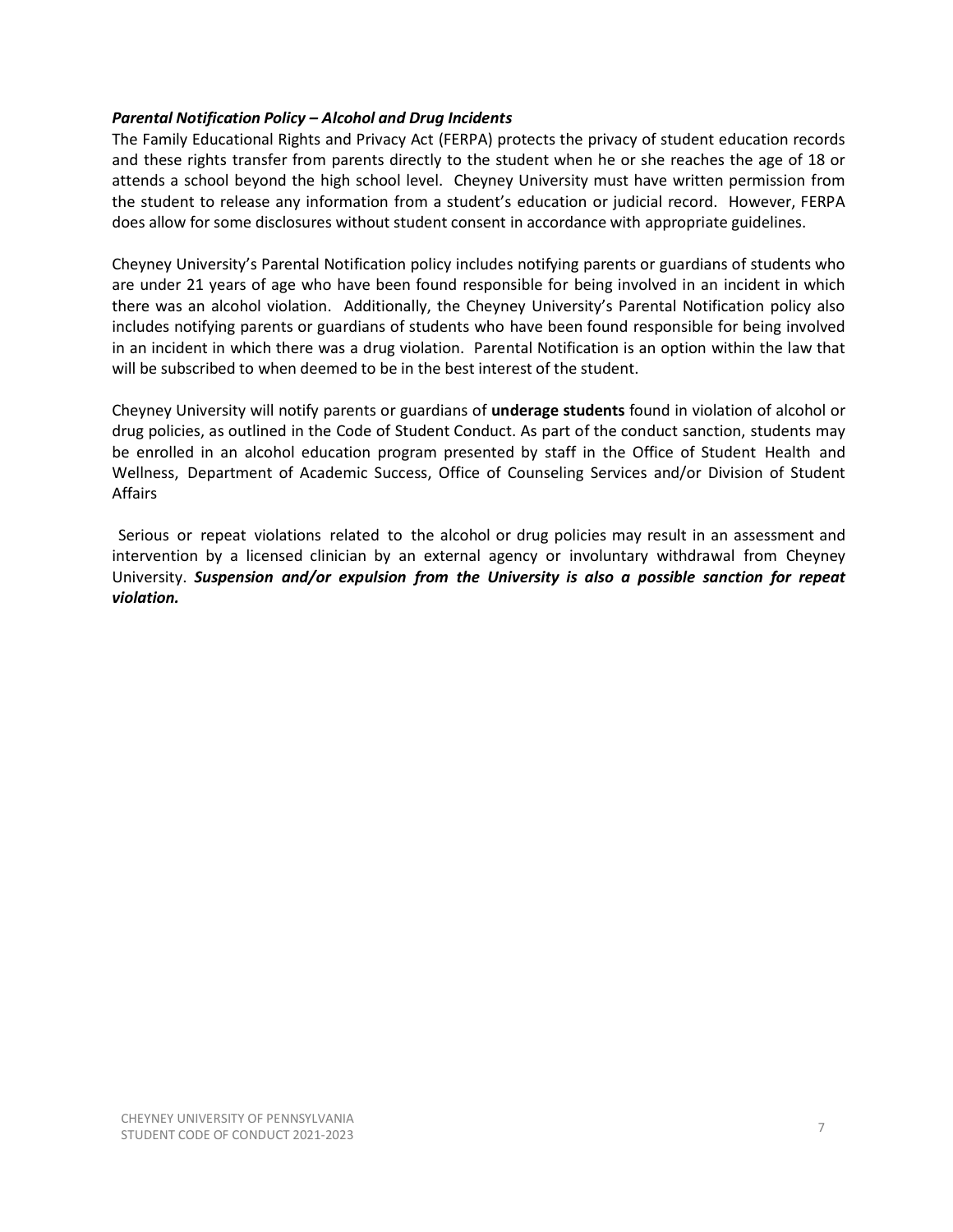***Parental Notification Policy – Alcohol and Drug Incidents***

The Family Educational Rights and Privacy Act (FERPA) protects the privacy of student education records and these rights transfer from parents directly to the student when he or she reaches the age of 18 or attends a school beyond the high school level. Cheyney University must have written permission from the student to release any information from a student's education or judicial record. However, FERPA does allow for some disclosures without student consent in accordance with appropriate guidelines.

Cheyney University's Parental Notification policy includes notifying parents or guardians of students who are under 21 years of age who have been found responsible for being involved in an incident in which there was an alcohol violation. Additionally, the Cheyney University's Parental Notification policy also includes notifying parents or guardians of students who have been found responsible for being involved in an incident in which there was a drug violation. Parental Notification is an option within the law that will be subscribed to when deemed to be in the best interest of the student.

Cheyney University will notify parents or guardians of **underage students** found in violation of alcohol or drug policies, as outlined in the Code of Student Conduct. As part of the conduct sanction, students may be enrolled in an alcohol education program presented by staff in the Office of Student Health and Wellness, Department of Academic Success, Office of Counseling Services and/or Division of Student Affairs

Serious or repeat violations related to the alcohol or drug policies may result in an assessment and intervention by a licensed clinician by an external agency or involuntary withdrawal from Cheyney University. ***Suspension and/or expulsion from the University is also a possible sanction for repeat violation.***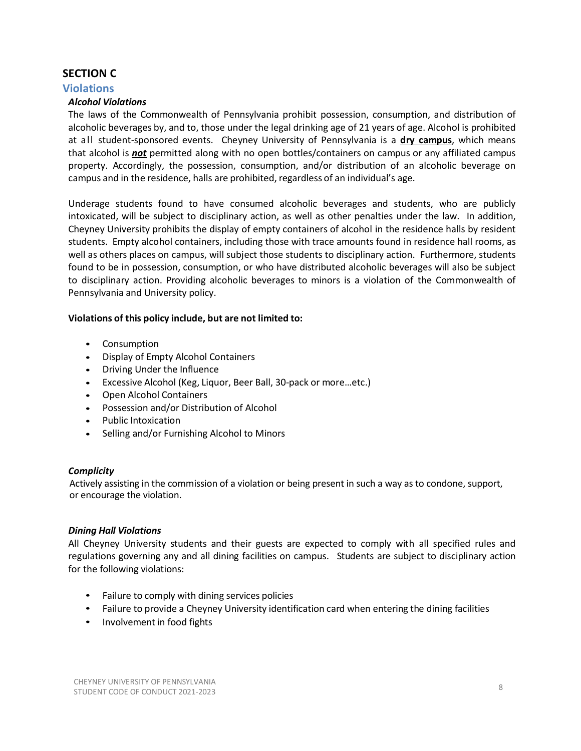## SECTION C

### Violations

***Alcohol Violations***

The laws of the Commonwealth of Pennsylvania prohibit possession, consumption, and distribution of alcoholic beverages by, and to, those under the legal drinking age of 21 years of age. Alcohol is prohibited at all student-sponsored events. Cheyney University of Pennsylvania is a **dry campus**, which means that alcohol is ***not*** permitted along with no open bottles/containers on campus or any affiliated campus property. Accordingly, the possession, consumption, and/or distribution of an alcoholic beverage on campus and in the residence, halls are prohibited, regardless of an individual's age.

Underage students found to have consumed alcoholic beverages and students, who are publicly intoxicated, will be subject to disciplinary action, as well as other penalties under the law. In addition, Cheyney University prohibits the display of empty containers of alcohol in the residence halls by resident students. Empty alcohol containers, including those with trace amounts found in residence hall rooms, as well as others places on campus, will subject those students to disciplinary action. Furthermore, students found to be in possession, consumption, or who have distributed alcoholic beverages will also be subject to disciplinary action. Providing alcoholic beverages to minors is a violation of the Commonwealth of Pennsylvania and University policy.

**Violations of this policy include, but are not limited to:**

- Consumption
- Display of Empty Alcohol Containers
- Driving Under the Influence
- Excessive Alcohol (Keg, Liquor, Beer Ball, 30-pack or more…etc.)
- Open Alcohol Containers
- Possession and/or Distribution of Alcohol
- Public Intoxication
- Selling and/or Furnishing Alcohol to Minors

***Complicity***

Actively assisting in the commission of a violation or being present in such a way as to condone, support, or encourage the violation.

***Dining Hall Violations***

All Cheyney University students and their guests are expected to comply with all specified rules and regulations governing any and all dining facilities on campus. Students are subject to disciplinary action for the following violations:

- Failure to comply with dining services policies
- Failure to provide a Cheyney University identification card when entering the dining facilities
- Involvement in food fights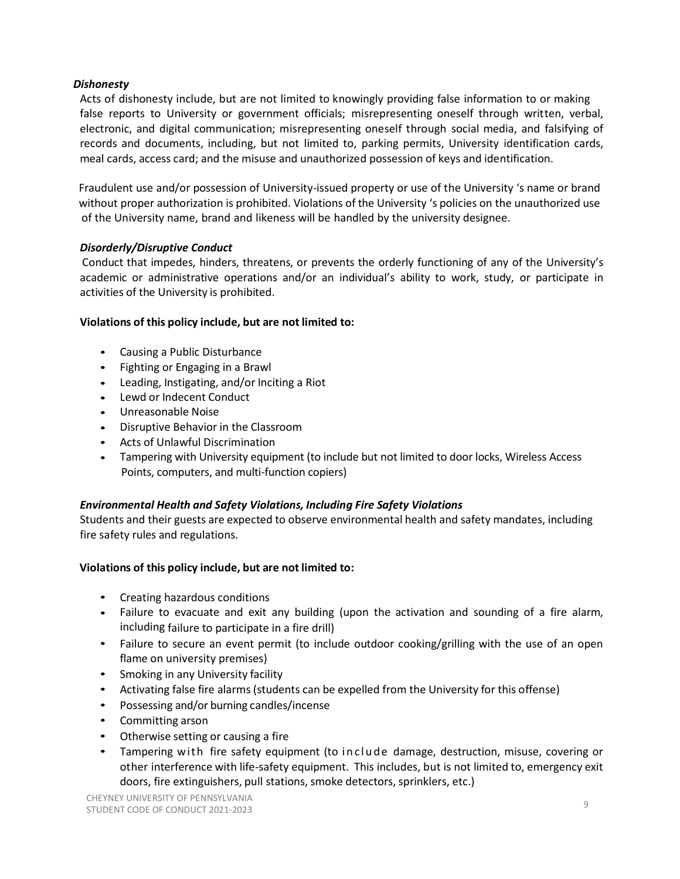*Dishonesty*

Acts of dishonesty include, but are not limited to knowingly providing false information to or making false reports to University or government officials; misrepresenting oneself through written, verbal, electronic, and digital communication; misrepresenting oneself through social media, and falsifying of records and documents, including, but not limited to, parking permits, University identification cards, meal cards, access card; and the misuse and unauthorized possession of keys and identification.

Fraudulent use and/or possession of University-issued property or use of the University 's name or brand without proper authorization is prohibited. Violations of the University 's policies on the unauthorized use of the University name, brand and likeness will be handled by the university designee.

*Disorderly/Disruptive Conduct*

Conduct that impedes, hinders, threatens, or prevents the orderly functioning of any of the University's academic or administrative operations and/or an individual's ability to work, study, or participate in activities of the University is prohibited.

**Violations of this policy include, but are not limited to:**

- Causing a Public Disturbance
- Fighting or Engaging in a Brawl
- Leading, Instigating, and/or Inciting a Riot
- Lewd or Indecent Conduct
- Unreasonable Noise
- Disruptive Behavior in the Classroom
- Acts of Unlawful Discrimination
- Tampering with University equipment (to include but not limited to door locks, Wireless Access Points, computers, and multi-function copiers)

*Environmental Health and Safety Violations, Including Fire Safety Violations*

Students and their guests are expected to observe environmental health and safety mandates, including fire safety rules and regulations.

**Violations of this policy include, but are not limited to:**

- Creating hazardous conditions
- Failure to evacuate and exit any building (upon the activation and sounding of a fire alarm, including failure to participate in a fire drill)
- Failure to secure an event permit (to include outdoor cooking/grilling with the use of an open flame on university premises)
- Smoking in any University facility
- Activating false fire alarms (students can be expelled from the University for this offense)
- Possessing and/or burning candles/incense
- Committing arson
- Otherwise setting or causing a fire
- Tampering with fire safety equipment (to include damage, destruction, misuse, covering or other interference with life-safety equipment. This includes, but is not limited to, emergency exit doors, fire extinguishers, pull stations, smoke detectors, sprinklers, etc.)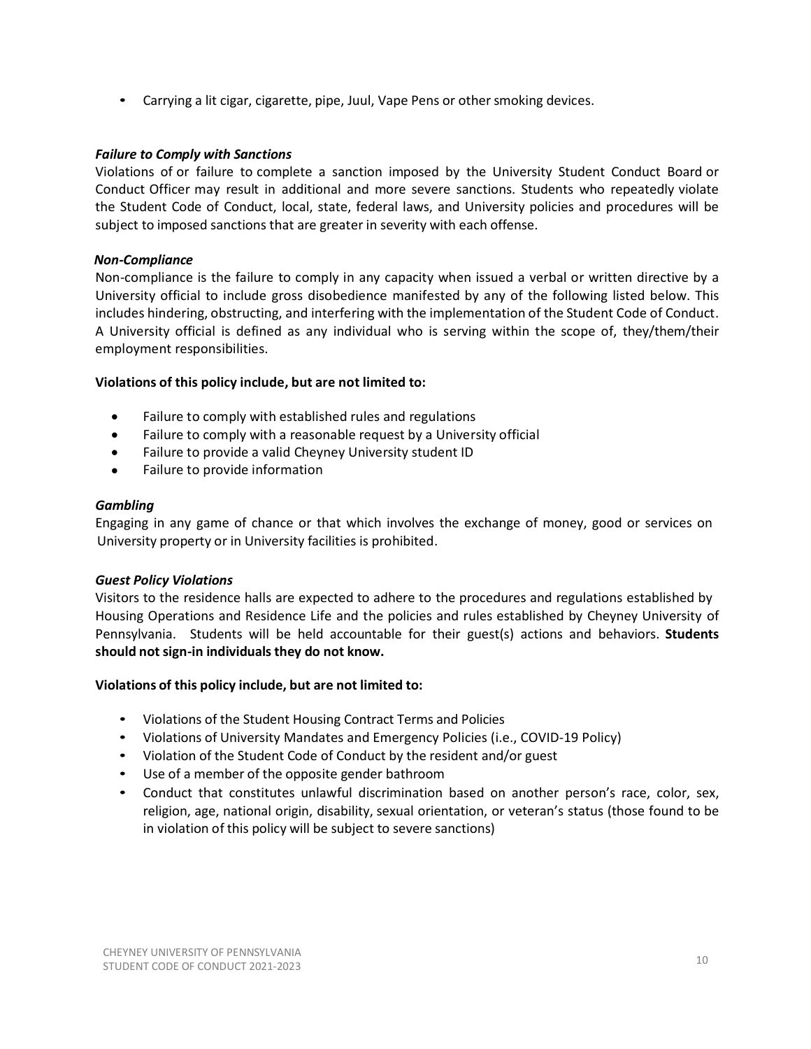- Carrying a lit cigar, cigarette, pipe, Juul, Vape Pens or other smoking devices.

***Failure to Comply with Sanctions***

Violations of or failure to complete a sanction imposed by the University Student Conduct Board or Conduct Officer may result in additional and more severe sanctions. Students who repeatedly violate the Student Code of Conduct, local, state, federal laws, and University policies and procedures will be subject to imposed sanctions that are greater in severity with each offense.

***Non-Compliance***

Non-compliance is the failure to comply in any capacity when issued a verbal or written directive by a University official to include gross disobedience manifested by any of the following listed below. This includes hindering, obstructing, and interfering with the implementation of the Student Code of Conduct. A University official is defined as any individual who is serving within the scope of, they/them/their employment responsibilities.

**Violations of this policy include, but are not limited to:**

- Failure to comply with established rules and regulations
- Failure to comply with a reasonable request by a University official
- Failure to provide a valid Cheyney University student ID
- Failure to provide information

***Gambling***

Engaging in any game of chance or that which involves the exchange of money, good or services on University property or in University facilities is prohibited.

***Guest Policy Violations***

Visitors to the residence halls are expected to adhere to the procedures and regulations established by Housing Operations and Residence Life and the policies and rules established by Cheyney University of Pennsylvania. Students will be held accountable for their guest(s) actions and behaviors. **Students should not sign-in individuals they do not know.**

**Violations of this policy include, but are not limited to:**

- Violations of the Student Housing Contract Terms and Policies
- Violations of University Mandates and Emergency Policies (i.e., COVID-19 Policy)
- Violation of the Student Code of Conduct by the resident and/or guest
- Use of a member of the opposite gender bathroom
- Conduct that constitutes unlawful discrimination based on another person's race, color, sex, religion, age, national origin, disability, sexual orientation, or veteran's status (those found to be in violation of this policy will be subject to severe sanctions)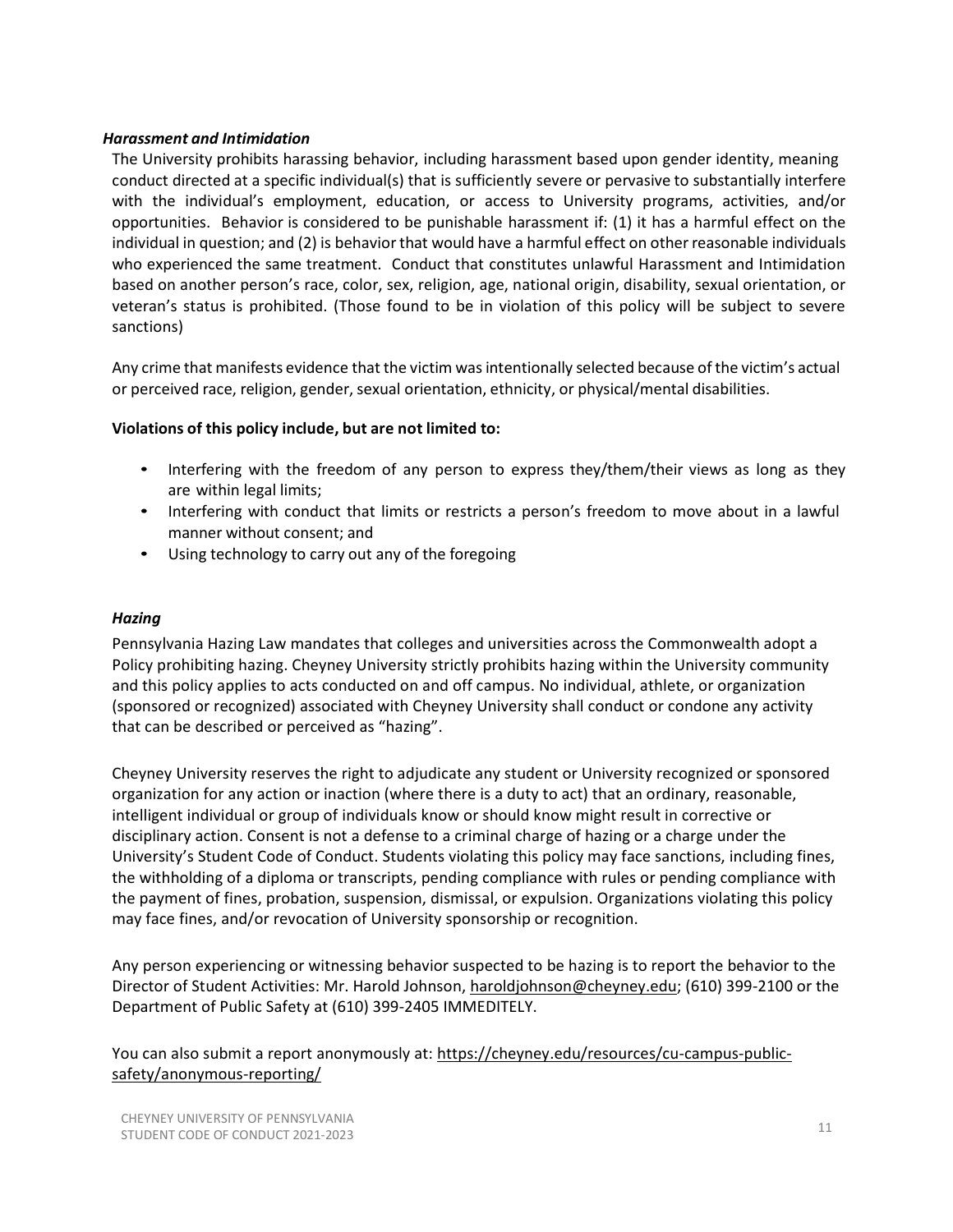### *Harassment and Intimidation*

The University prohibits harassing behavior, including harassment based upon gender identity, meaning conduct directed at a specific individual(s) that is sufficiently severe or pervasive to substantially interfere with the individual's employment, education, or access to University programs, activities, and/or opportunities. Behavior is considered to be punishable harassment if: (1) it has a harmful effect on the individual in question; and (2) is behavior that would have a harmful effect on other reasonable individuals who experienced the same treatment. Conduct that constitutes unlawful Harassment and Intimidation based on another person's race, color, sex, religion, age, national origin, disability, sexual orientation, or veteran's status is prohibited. (Those found to be in violation of this policy will be subject to severe sanctions)

Any crime that manifests evidence that the victim was intentionally selected because of the victim's actual or perceived race, religion, gender, sexual orientation, ethnicity, or physical/mental disabilities.

**Violations of this policy include, but are not limited to:**

- Interfering with the freedom of any person to express they/them/their views as long as they are within legal limits;
- Interfering with conduct that limits or restricts a person's freedom to move about in a lawful manner without consent; and
- Using technology to carry out any of the foregoing

### *Hazing*

Pennsylvania Hazing Law mandates that colleges and universities across the Commonwealth adopt a Policy prohibiting hazing. Cheyney University strictly prohibits hazing within the University community and this policy applies to acts conducted on and off campus. No individual, athlete, or organization (sponsored or recognized) associated with Cheyney University shall conduct or condone any activity that can be described or perceived as "hazing".

Cheyney University reserves the right to adjudicate any student or University recognized or sponsored organization for any action or inaction (where there is a duty to act) that an ordinary, reasonable, intelligent individual or group of individuals know or should know might result in corrective or disciplinary action. Consent is not a defense to a criminal charge of hazing or a charge under the University's Student Code of Conduct. Students violating this policy may face sanctions, including fines, the withholding of a diploma or transcripts, pending compliance with rules or pending compliance with the payment of fines, probation, suspension, dismissal, or expulsion. Organizations violating this policy may face fines, and/or revocation of University sponsorship or recognition.

Any person experiencing or witnessing behavior suspected to be hazing is to report the behavior to the Director of Student Activities: Mr. Harold Johnson, haroldjohnson@cheyney.edu; (610) 399-2100 or the Department of Public Safety at (610) 399-2405 IMMEDITELY.

You can also submit a report anonymously at: https://cheyney.edu/resources/cu-campus-public-safety/anonymous-reporting/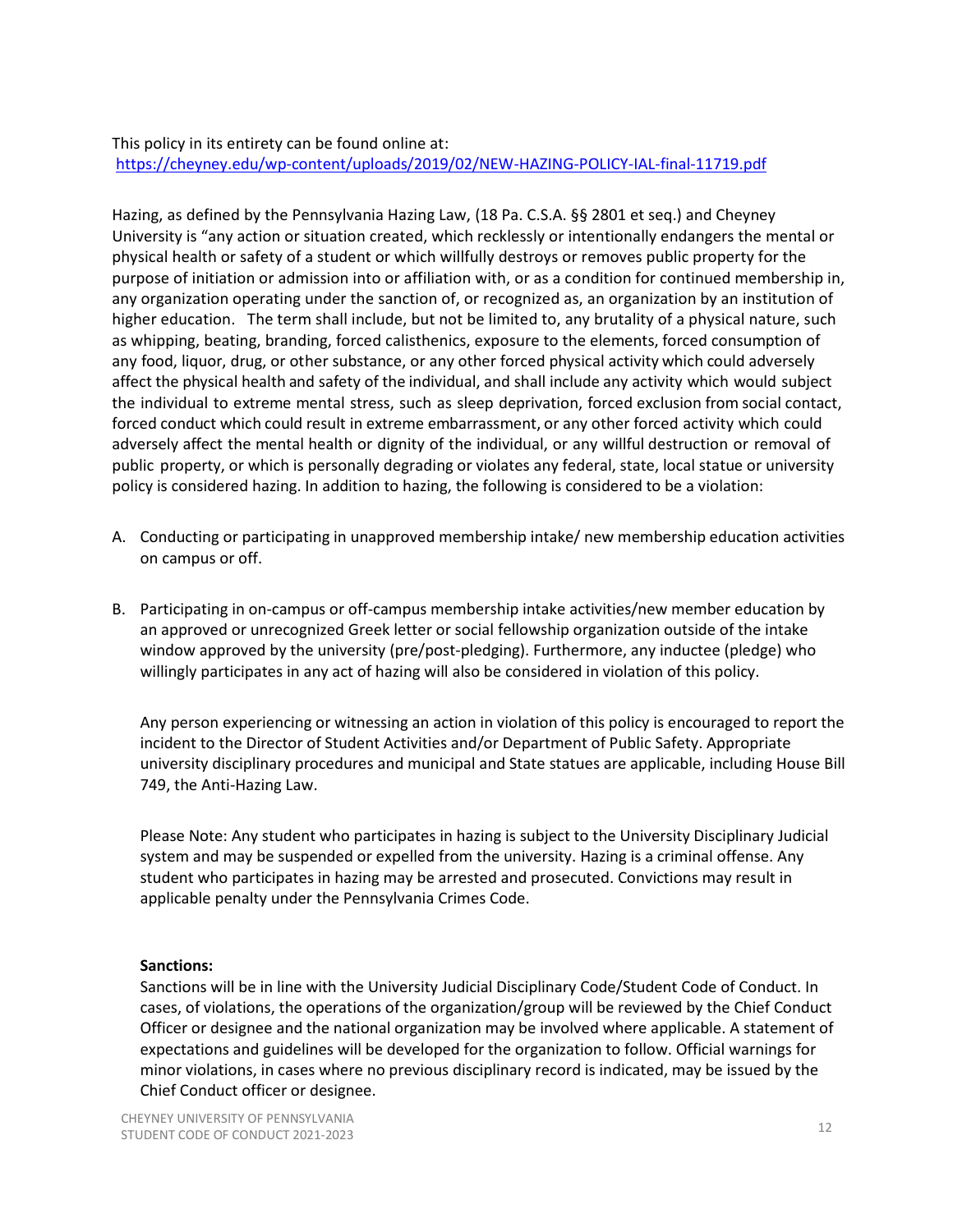This policy in its entirety can be found online at:
https://cheyney.edu/wp-content/uploads/2019/02/NEW-HAZING-POLICY-IAL-final-11719.pdf

Hazing, as defined by the Pennsylvania Hazing Law, (18 Pa. C.S.A. §§ 2801 et seq.) and Cheyney University is "any action or situation created, which recklessly or intentionally endangers the mental or physical health or safety of a student or which willfully destroys or removes public property for the purpose of initiation or admission into or affiliation with, or as a condition for continued membership in, any organization operating under the sanction of, or recognized as, an organization by an institution of higher education. The term shall include, but not be limited to, any brutality of a physical nature, such as whipping, beating, branding, forced calisthenics, exposure to the elements, forced consumption of any food, liquor, drug, or other substance, or any other forced physical activity which could adversely affect the physical health and safety of the individual, and shall include any activity which would subject the individual to extreme mental stress, such as sleep deprivation, forced exclusion from social contact, forced conduct which could result in extreme embarrassment, or any other forced activity which could adversely affect the mental health or dignity of the individual, or any willful destruction or removal of public property, or which is personally degrading or violates any federal, state, local statue or university policy is considered hazing. In addition to hazing, the following is considered to be a violation:

A. Conducting or participating in unapproved membership intake/ new membership education activities on campus or off.

B. Participating in on-campus or off-campus membership intake activities/new member education by an approved or unrecognized Greek letter or social fellowship organization outside of the intake window approved by the university (pre/post-pledging). Furthermore, any inductee (pledge) who willingly participates in any act of hazing will also be considered in violation of this policy.

   Any person experiencing or witnessing an action in violation of this policy is encouraged to report the incident to the Director of Student Activities and/or Department of Public Safety. Appropriate university disciplinary procedures and municipal and State statues are applicable, including House Bill 749, the Anti-Hazing Law.

   Please Note: Any student who participates in hazing is subject to the University Disciplinary Judicial system and may be suspended or expelled from the university. Hazing is a criminal offense. Any student who participates in hazing may be arrested and prosecuted. Convictions may result in applicable penalty under the Pennsylvania Crimes Code.

   **Sanctions:**
   Sanctions will be in line with the University Judicial Disciplinary Code/Student Code of Conduct. In cases, of violations, the operations of the organization/group will be reviewed by the Chief Conduct Officer or designee and the national organization may be involved where applicable. A statement of expectations and guidelines will be developed for the organization to follow. Official warnings for minor violations, in cases where no previous disciplinary record is indicated, may be issued by the Chief Conduct officer or designee.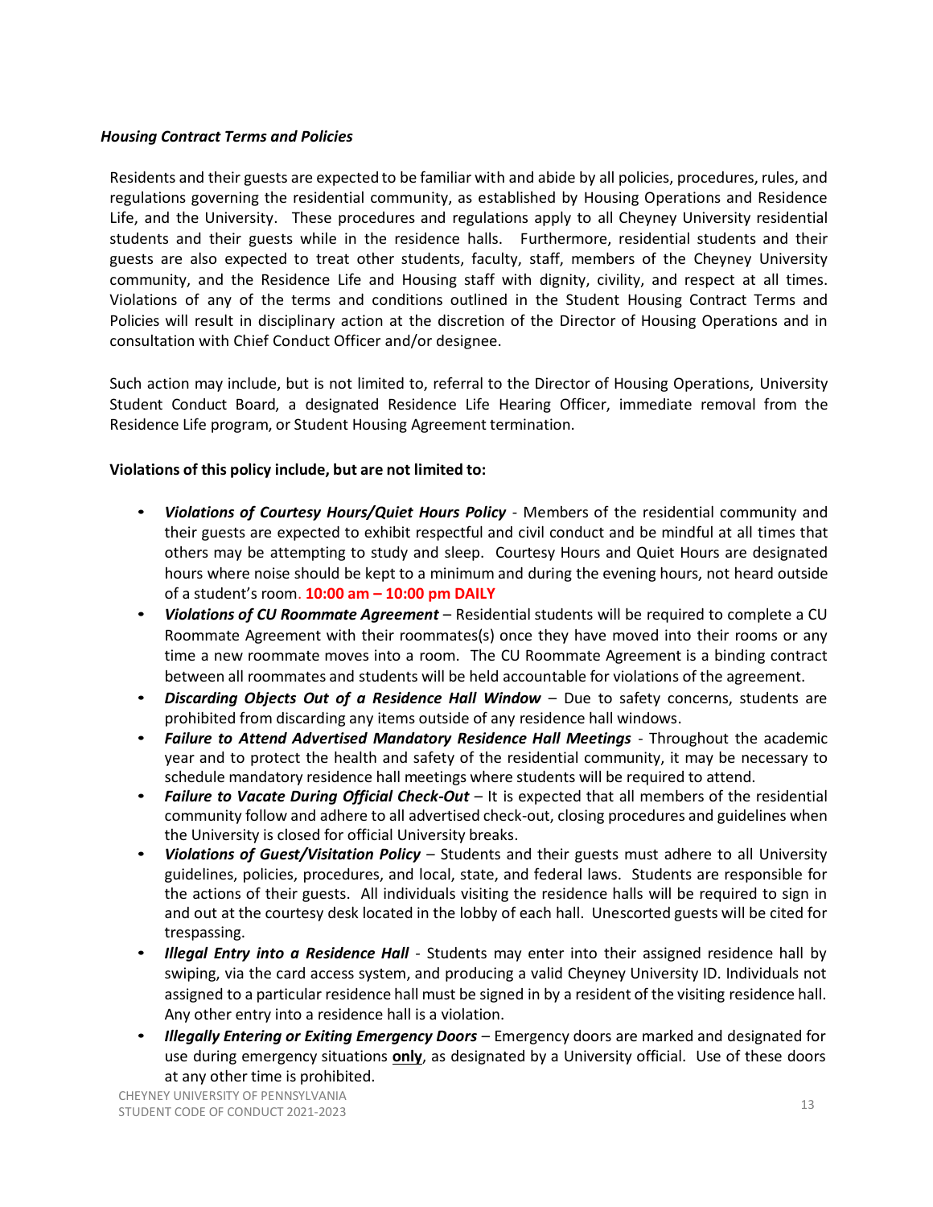### *Housing Contract Terms and Policies*

Residents and their guests are expected to be familiar with and abide by all policies, procedures, rules, and regulations governing the residential community, as established by Housing Operations and Residence Life, and the University. These procedures and regulations apply to all Cheyney University residential students and their guests while in the residence halls. Furthermore, residential students and their guests are also expected to treat other students, faculty, staff, members of the Cheyney University community, and the Residence Life and Housing staff with dignity, civility, and respect at all times. Violations of any of the terms and conditions outlined in the Student Housing Contract Terms and Policies will result in disciplinary action at the discretion of the Director of Housing Operations and in consultation with Chief Conduct Officer and/or designee.

Such action may include, but is not limited to, referral to the Director of Housing Operations, University Student Conduct Board, a designated Residence Life Hearing Officer, immediate removal from the Residence Life program, or Student Housing Agreement termination.

**Violations of this policy include, but are not limited to:**

- ***Violations of Courtesy Hours/Quiet Hours Policy*** - Members of the residential community and their guests are expected to exhibit respectful and civil conduct and be mindful at all times that others may be attempting to study and sleep. Courtesy Hours and Quiet Hours are designated hours where noise should be kept to a minimum and during the evening hours, not heard outside of a student's room. **10:00 am – 10:00 pm DAILY**
- ***Violations of CU Roommate Agreement*** – Residential students will be required to complete a CU Roommate Agreement with their roommates(s) once they have moved into their rooms or any time a new roommate moves into a room. The CU Roommate Agreement is a binding contract between all roommates and students will be held accountable for violations of the agreement.
- ***Discarding Objects Out of a Residence Hall Window*** – Due to safety concerns, students are prohibited from discarding any items outside of any residence hall windows.
- ***Failure to Attend Advertised Mandatory Residence Hall Meetings*** - Throughout the academic year and to protect the health and safety of the residential community, it may be necessary to schedule mandatory residence hall meetings where students will be required to attend.
- ***Failure to Vacate During Official Check-Out*** – It is expected that all members of the residential community follow and adhere to all advertised check-out, closing procedures and guidelines when the University is closed for official University breaks.
- ***Violations of Guest/Visitation Policy*** – Students and their guests must adhere to all University guidelines, policies, procedures, and local, state, and federal laws. Students are responsible for the actions of their guests. All individuals visiting the residence halls will be required to sign in and out at the courtesy desk located in the lobby of each hall. Unescorted guests will be cited for trespassing.
- ***Illegal Entry into a Residence Hall*** - Students may enter into their assigned residence hall by swiping, via the card access system, and producing a valid Cheyney University ID. Individuals not assigned to a particular residence hall must be signed in by a resident of the visiting residence hall. Any other entry into a residence hall is a violation.
- ***Illegally Entering or Exiting Emergency Doors*** – Emergency doors are marked and designated for use during emergency situations **only**, as designated by a University official. Use of these doors at any other time is prohibited.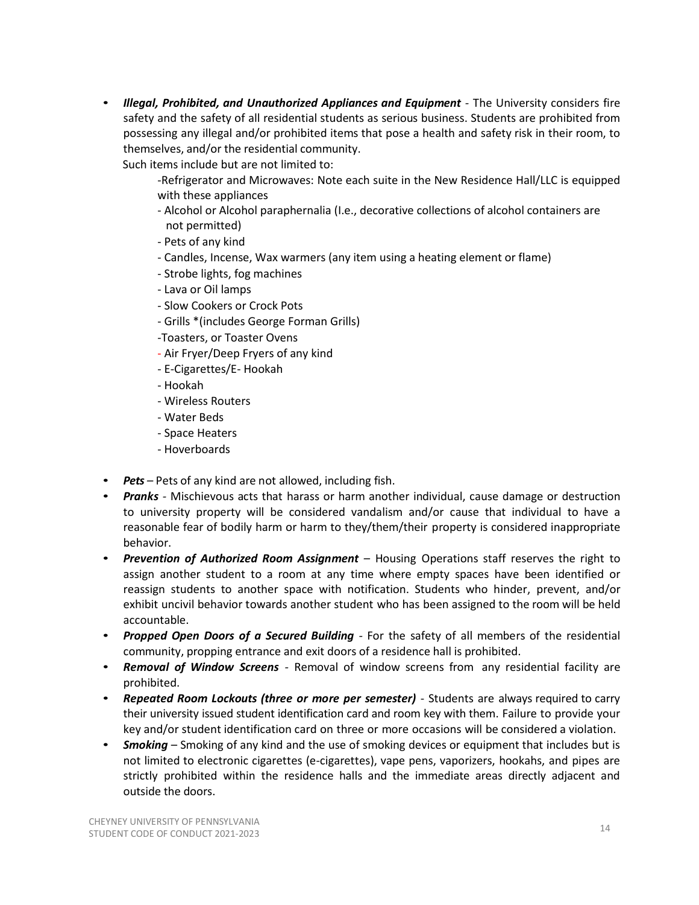- ***Illegal, Prohibited, and Unauthorized Appliances and Equipment*** - The University considers fire safety and the safety of all residential students as serious business. Students are prohibited from possessing any illegal and/or prohibited items that pose a health and safety risk in their room, to themselves, and/or the residential community.

  Such items include but are not limited to:

  - Refrigerator and Microwaves: Note each suite in the New Residence Hall/LLC is equipped with these appliances
  - Alcohol or Alcohol paraphernalia (I.e., decorative collections of alcohol containers are not permitted)
  - Pets of any kind
  - Candles, Incense, Wax warmers (any item using a heating element or flame)
  - Strobe lights, fog machines
  - Lava or Oil lamps
  - Slow Cookers or Crock Pots
  - Grills *(includes George Forman Grills)
  - Toasters, or Toaster Ovens
  - Air Fryer/Deep Fryers of any kind
  - E-Cigarettes/E- Hookah
  - Hookah
  - Wireless Routers
  - Water Beds
  - Space Heaters
  - Hoverboards

- ***Pets*** – Pets of any kind are not allowed, including fish.
- ***Pranks*** - Mischievous acts that harass or harm another individual, cause damage or destruction to university property will be considered vandalism and/or cause that individual to have a reasonable fear of bodily harm or harm to they/them/their property is considered inappropriate behavior.
- ***Prevention of Authorized Room Assignment*** – Housing Operations staff reserves the right to assign another student to a room at any time where empty spaces have been identified or reassign students to another space with notification. Students who hinder, prevent, and/or exhibit uncivil behavior towards another student who has been assigned to the room will be held accountable.
- ***Propped Open Doors of a Secured Building*** - For the safety of all members of the residential community, propping entrance and exit doors of a residence hall is prohibited.
- ***Removal of Window Screens*** - Removal of window screens from any residential facility are prohibited.
- ***Repeated Room Lockouts (three or more per semester)*** - Students are always required to carry their university issued student identification card and room key with them. Failure to provide your key and/or student identification card on three or more occasions will be considered a violation.
- ***Smoking*** – Smoking of any kind and the use of smoking devices or equipment that includes but is not limited to electronic cigarettes (e-cigarettes), vape pens, vaporizers, hookahs, and pipes are strictly prohibited within the residence halls and the immediate areas directly adjacent and outside the doors.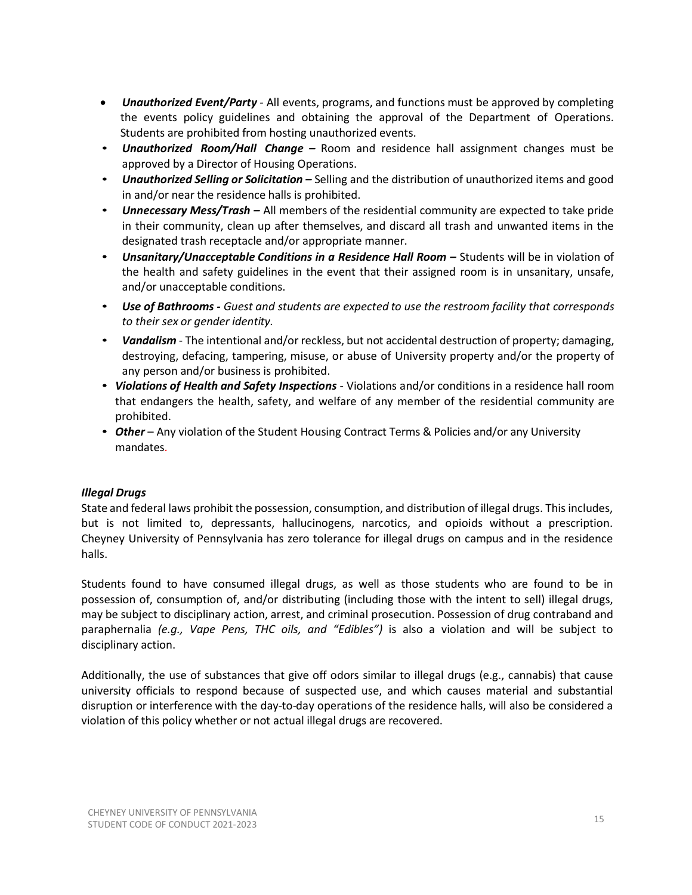- ***Unauthorized Event/Party*** - All events, programs, and functions must be approved by completing the events policy guidelines and obtaining the approval of the Department of Operations. Students are prohibited from hosting unauthorized events.
- ***Unauthorized Room/Hall Change –*** Room and residence hall assignment changes must be approved by a Director of Housing Operations.
- ***Unauthorized Selling or Solicitation –*** Selling and the distribution of unauthorized items and good in and/or near the residence halls is prohibited.
- ***Unnecessary Mess/Trash –*** All members of the residential community are expected to take pride in their community, clean up after themselves, and discard all trash and unwanted items in the designated trash receptacle and/or appropriate manner.
- ***Unsanitary/Unacceptable Conditions in a Residence Hall Room –*** Students will be in violation of the health and safety guidelines in the event that their assigned room is in unsanitary, unsafe, and/or unacceptable conditions.
- ***Use of Bathrooms -*** *Guest and students are expected to use the restroom facility that corresponds to their sex or gender identity.*
- ***Vandalism*** - The intentional and/or reckless, but not accidental destruction of property; damaging, destroying, defacing, tampering, misuse, or abuse of University property and/or the property of any person and/or business is prohibited.
- ***Violations of Health and Safety Inspections*** - Violations and/or conditions in a residence hall room that endangers the health, safety, and welfare of any member of the residential community are prohibited.
- ***Other*** – Any violation of the Student Housing Contract Terms & Policies and/or any University mandates.

***Illegal Drugs***

State and federal laws prohibit the possession, consumption, and distribution of illegal drugs. This includes, but is not limited to, depressants, hallucinogens, narcotics, and opioids without a prescription. Cheyney University of Pennsylvania has zero tolerance for illegal drugs on campus and in the residence halls.

Students found to have consumed illegal drugs, as well as those students who are found to be in possession of, consumption of, and/or distributing (including those with the intent to sell) illegal drugs, may be subject to disciplinary action, arrest, and criminal prosecution. Possession of drug contraband and paraphernalia *(e.g., Vape Pens, THC oils, and "Edibles")* is also a violation and will be subject to disciplinary action.

Additionally, the use of substances that give off odors similar to illegal drugs (e.g., cannabis) that cause university officials to respond because of suspected use, and which causes material and substantial disruption or interference with the day-to-day operations of the residence halls, will also be considered a violation of this policy whether or not actual illegal drugs are recovered.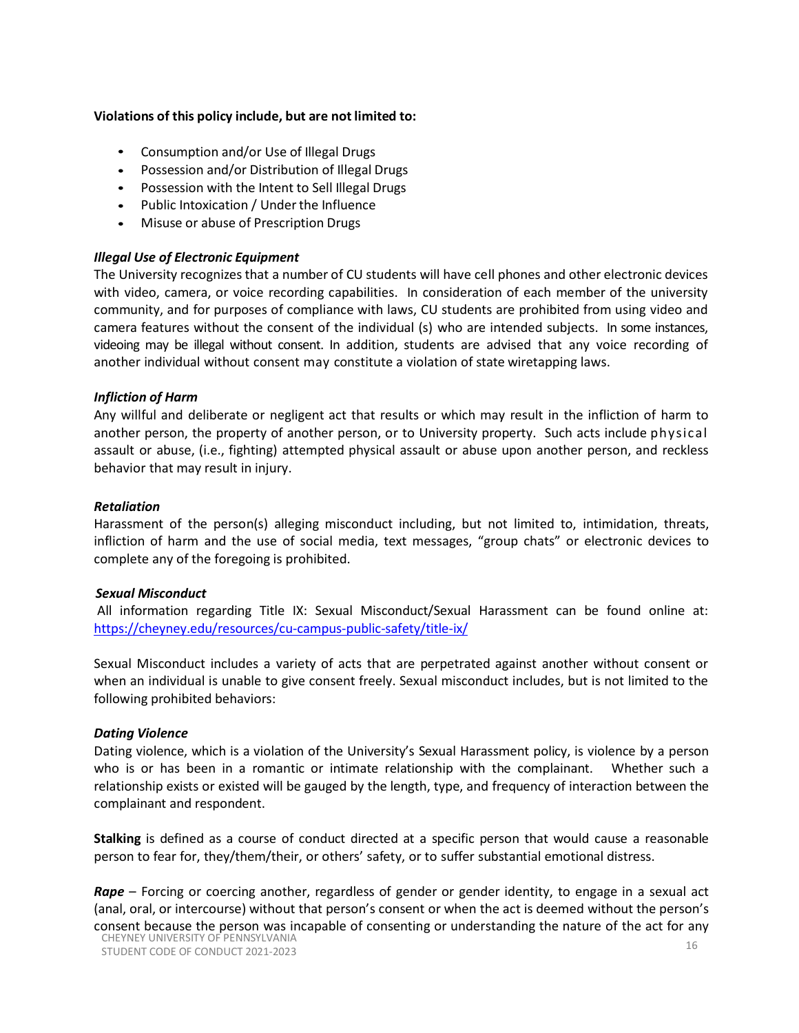**Violations of this policy include, but are not limited to:**

- Consumption and/or Use of Illegal Drugs
- Possession and/or Distribution of Illegal Drugs
- Possession with the Intent to Sell Illegal Drugs
- Public Intoxication / Under the Influence
- Misuse or abuse of Prescription Drugs

***Illegal Use of Electronic Equipment***

The University recognizes that a number of CU students will have cell phones and other electronic devices with video, camera, or voice recording capabilities. In consideration of each member of the university community, and for purposes of compliance with laws, CU students are prohibited from using video and camera features without the consent of the individual (s) who are intended subjects. In some instances, videoing may be illegal without consent. In addition, students are advised that any voice recording of another individual without consent may constitute a violation of state wiretapping laws.

***Infliction of Harm***

Any willful and deliberate or negligent act that results or which may result in the infliction of harm to another person, the property of another person, or to University property. Such acts include physical assault or abuse, (i.e., fighting) attempted physical assault or abuse upon another person, and reckless behavior that may result in injury.

***Retaliation***

Harassment of the person(s) alleging misconduct including, but not limited to, intimidation, threats, infliction of harm and the use of social media, text messages, “group chats” or electronic devices to complete any of the foregoing is prohibited.

***Sexual Misconduct***

All information regarding Title IX: Sexual Misconduct/Sexual Harassment can be found online at: https://cheyney.edu/resources/cu-campus-public-safety/title-ix/

Sexual Misconduct includes a variety of acts that are perpetrated against another without consent or when an individual is unable to give consent freely. Sexual misconduct includes, but is not limited to the following prohibited behaviors:

***Dating Violence***

Dating violence, which is a violation of the University’s Sexual Harassment policy, is violence by a person who is or has been in a romantic or intimate relationship with the complainant. Whether such a relationship exists or existed will be gauged by the length, type, and frequency of interaction between the complainant and respondent.

**Stalking** is defined as a course of conduct directed at a specific person that would cause a reasonable person to fear for, they/them/their, or others’ safety, or to suffer substantial emotional distress.

***Rape*** – Forcing or coercing another, regardless of gender or gender identity, to engage in a sexual act (anal, oral, or intercourse) without that person’s consent or when the act is deemed without the person’s consent because the person was incapable of consenting or understanding the nature of the act for any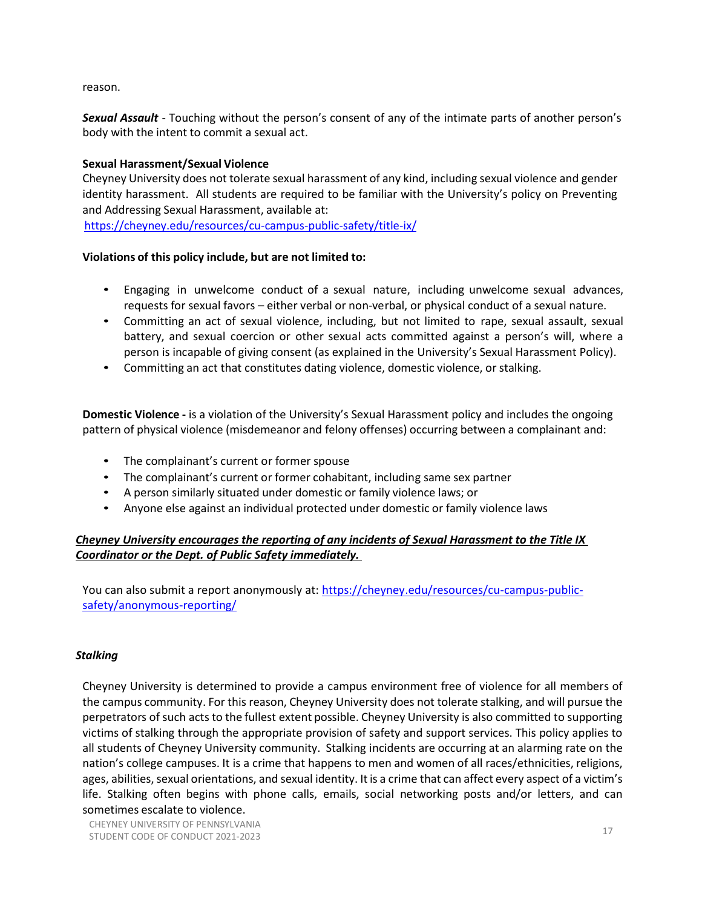reason.

***Sexual Assault*** - Touching without the person's consent of any of the intimate parts of another person's body with the intent to commit a sexual act.

**Sexual Harassment/Sexual Violence**

Cheyney University does not tolerate sexual harassment of any kind, including sexual violence and gender identity harassment. All students are required to be familiar with the University's policy on Preventing and Addressing Sexual Harassment, available at:
https://cheyney.edu/resources/cu-campus-public-safety/title-ix/

**Violations of this policy include, but are not limited to:**

- Engaging in unwelcome conduct of a sexual nature, including unwelcome sexual advances, requests for sexual favors – either verbal or non-verbal, or physical conduct of a sexual nature.
- Committing an act of sexual violence, including, but not limited to rape, sexual assault, sexual battery, and sexual coercion or other sexual acts committed against a person's will, where a person is incapable of giving consent (as explained in the University's Sexual Harassment Policy).
- Committing an act that constitutes dating violence, domestic violence, or stalking.

**Domestic Violence -** is a violation of the University's Sexual Harassment policy and includes the ongoing pattern of physical violence (misdemeanor and felony offenses) occurring between a complainant and:

- The complainant's current or former spouse
- The complainant's current or former cohabitant, including same sex partner
- A person similarly situated under domestic or family violence laws; or
- Anyone else against an individual protected under domestic or family violence laws

***Cheyney University encourages the reporting of any incidents of Sexual Harassment to the Title IX Coordinator or the Dept. of Public Safety immediately.***

You can also submit a report anonymously at: https://cheyney.edu/resources/cu-campus-public-safety/anonymous-reporting/

***Stalking***

Cheyney University is determined to provide a campus environment free of violence for all members of the campus community. For this reason, Cheyney University does not tolerate stalking, and will pursue the perpetrators of such acts to the fullest extent possible. Cheyney University is also committed to supporting victims of stalking through the appropriate provision of safety and support services. This policy applies to all students of Cheyney University community. Stalking incidents are occurring at an alarming rate on the nation's college campuses. It is a crime that happens to men and women of all races/ethnicities, religions, ages, abilities, sexual orientations, and sexual identity. It is a crime that can affect every aspect of a victim's life. Stalking often begins with phone calls, emails, social networking posts and/or letters, and can sometimes escalate to violence.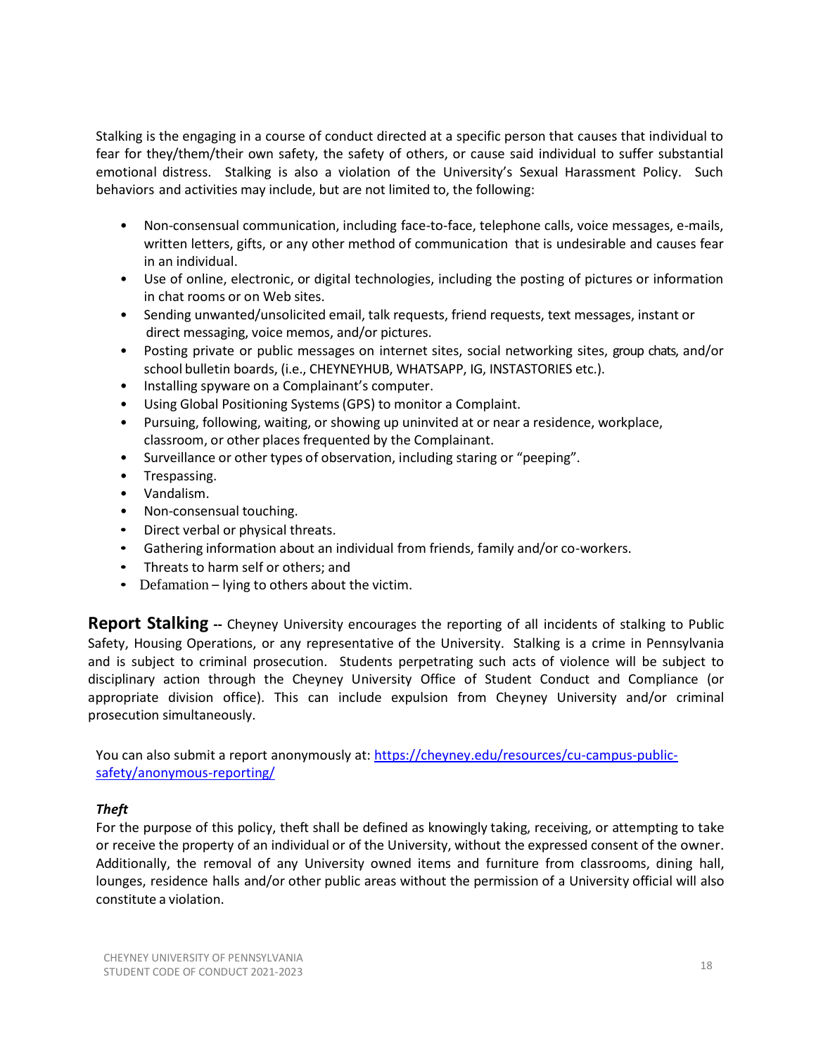Stalking is the engaging in a course of conduct directed at a specific person that causes that individual to fear for they/them/their own safety, the safety of others, or cause said individual to suffer substantial emotional distress. Stalking is also a violation of the University's Sexual Harassment Policy. Such behaviors and activities may include, but are not limited to, the following:

- Non-consensual communication, including face-to-face, telephone calls, voice messages, e-mails, written letters, gifts, or any other method of communication that is undesirable and causes fear in an individual.
- Use of online, electronic, or digital technologies, including the posting of pictures or information in chat rooms or on Web sites.
- Sending unwanted/unsolicited email, talk requests, friend requests, text messages, instant or direct messaging, voice memos, and/or pictures.
- Posting private or public messages on internet sites, social networking sites, group chats, and/or school bulletin boards, (i.e., CHEYNEYHUB, WHATSAPP, IG, INSTASTORIES etc.).
- Installing spyware on a Complainant's computer.
- Using Global Positioning Systems (GPS) to monitor a Complaint.
- Pursuing, following, waiting, or showing up uninvited at or near a residence, workplace, classroom, or other places frequented by the Complainant.
- Surveillance or other types of observation, including staring or "peeping".
- Trespassing.
- Vandalism.
- Non-consensual touching.
- Direct verbal or physical threats.
- Gathering information about an individual from friends, family and/or co-workers.
- Threats to harm self or others; and
- Defamation – lying to others about the victim.

**Report Stalking** -- Cheyney University encourages the reporting of all incidents of stalking to Public Safety, Housing Operations, or any representative of the University. Stalking is a crime in Pennsylvania and is subject to criminal prosecution. Students perpetrating such acts of violence will be subject to disciplinary action through the Cheyney University Office of Student Conduct and Compliance (or appropriate division office). This can include expulsion from Cheyney University and/or criminal prosecution simultaneously.

You can also submit a report anonymously at: [https://cheyney.edu/resources/cu-campus-public-safety/anonymous-reporting/](https://cheyney.edu/resources/cu-campus-public-safety/anonymous-reporting/)

***Theft***

For the purpose of this policy, theft shall be defined as knowingly taking, receiving, or attempting to take or receive the property of an individual or of the University, without the expressed consent of the owner. Additionally, the removal of any University owned items and furniture from classrooms, dining hall, lounges, residence halls and/or other public areas without the permission of a University official will also constitute a violation.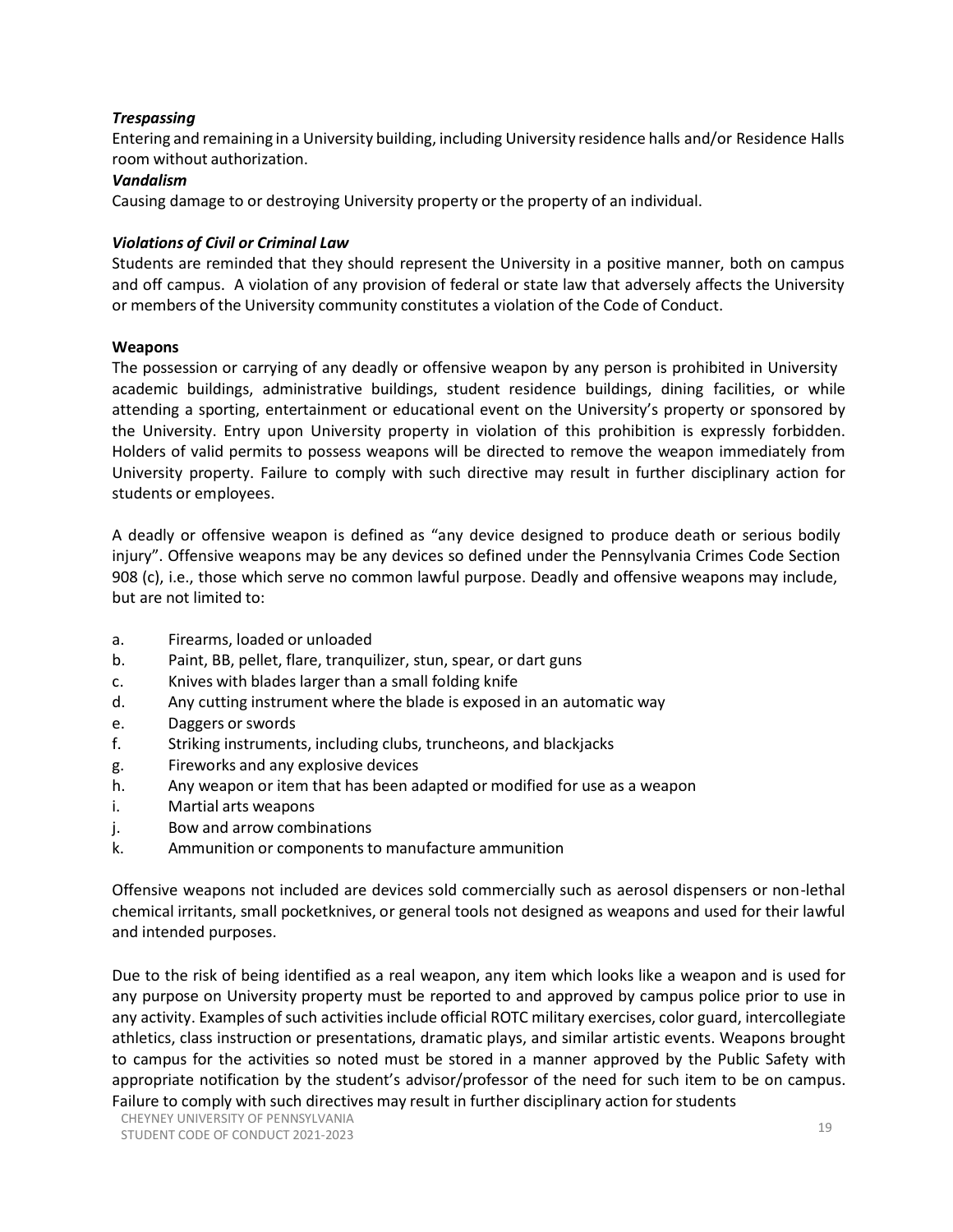***Trespassing***
Entering and remaining in a University building, including University residence halls and/or Residence Halls room without authorization.

***Vandalism***
Causing damage to or destroying University property or the property of an individual.

***Violations of Civil or Criminal Law***
Students are reminded that they should represent the University in a positive manner, both on campus and off campus. A violation of any provision of federal or state law that adversely affects the University or members of the University community constitutes a violation of the Code of Conduct.

**Weapons**
The possession or carrying of any deadly or offensive weapon by any person is prohibited in University academic buildings, administrative buildings, student residence buildings, dining facilities, or while attending a sporting, entertainment or educational event on the University's property or sponsored by the University. Entry upon University property in violation of this prohibition is expressly forbidden. Holders of valid permits to possess weapons will be directed to remove the weapon immediately from University property. Failure to comply with such directive may result in further disciplinary action for students or employees.

A deadly or offensive weapon is defined as "any device designed to produce death or serious bodily injury". Offensive weapons may be any devices so defined under the Pennsylvania Crimes Code Section 908 (c), i.e., those which serve no common lawful purpose. Deadly and offensive weapons may include, but are not limited to:

a. Firearms, loaded or unloaded
b. Paint, BB, pellet, flare, tranquilizer, stun, spear, or dart guns
c. Knives with blades larger than a small folding knife
d. Any cutting instrument where the blade is exposed in an automatic way
e. Daggers or swords
f. Striking instruments, including clubs, truncheons, and blackjacks
g. Fireworks and any explosive devices
h. Any weapon or item that has been adapted or modified for use as a weapon
i. Martial arts weapons
j. Bow and arrow combinations
k. Ammunition or components to manufacture ammunition

Offensive weapons not included are devices sold commercially such as aerosol dispensers or non-lethal chemical irritants, small pocketknives, or general tools not designed as weapons and used for their lawful and intended purposes.

Due to the risk of being identified as a real weapon, any item which looks like a weapon and is used for any purpose on University property must be reported to and approved by campus police prior to use in any activity. Examples of such activities include official ROTC military exercises, color guard, intercollegiate athletics, class instruction or presentations, dramatic plays, and similar artistic events. Weapons brought to campus for the activities so noted must be stored in a manner approved by the Public Safety with appropriate notification by the student's advisor/professor of the need for such item to be on campus. Failure to comply with such directives may result in further disciplinary action for students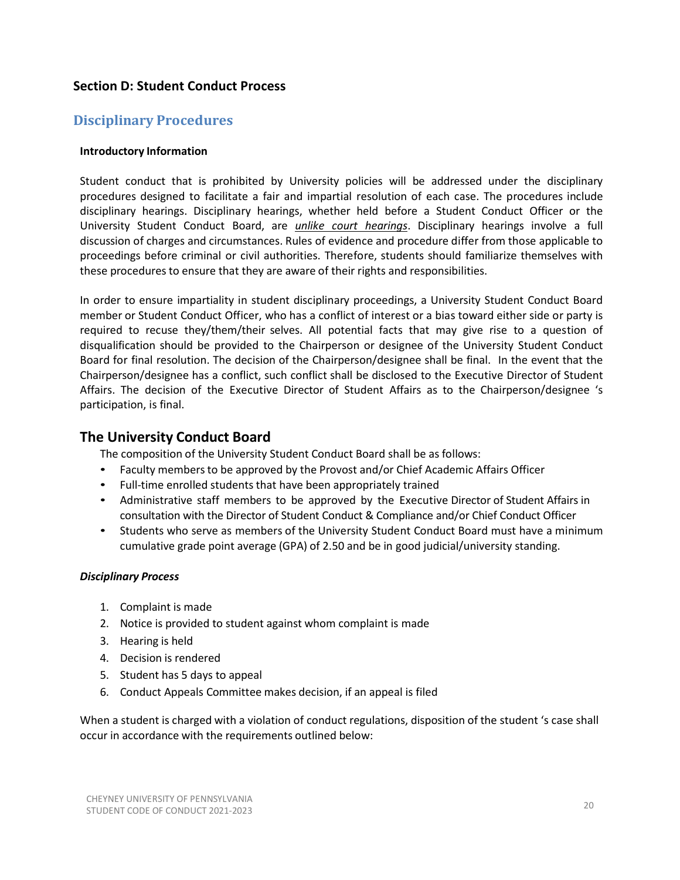## Section D: Student Conduct Process

### Disciplinary Procedures

**Introductory Information**

Student conduct that is prohibited by University policies will be addressed under the disciplinary procedures designed to facilitate a fair and impartial resolution of each case. The procedures include disciplinary hearings. Disciplinary hearings, whether held before a Student Conduct Officer or the University Student Conduct Board, are ***unlike court hearings***. Disciplinary hearings involve a full discussion of charges and circumstances. Rules of evidence and procedure differ from those applicable to proceedings before criminal or civil authorities. Therefore, students should familiarize themselves with these procedures to ensure that they are aware of their rights and responsibilities.

In order to ensure impartiality in student disciplinary proceedings, a University Student Conduct Board member or Student Conduct Officer, who has a conflict of interest or a bias toward either side or party is required to recuse they/them/their selves. All potential facts that may give rise to a question of disqualification should be provided to the Chairperson or designee of the University Student Conduct Board for final resolution. The decision of the Chairperson/designee shall be final. In the event that the Chairperson/designee has a conflict, such conflict shall be disclosed to the Executive Director of Student Affairs. The decision of the Executive Director of Student Affairs as to the Chairperson/designee 's participation, is final.

### The University Conduct Board

The composition of the University Student Conduct Board shall be as follows:

- Faculty members to be approved by the Provost and/or Chief Academic Affairs Officer
- Full-time enrolled students that have been appropriately trained
- Administrative staff members to be approved by the Executive Director of Student Affairs in consultation with the Director of Student Conduct & Compliance and/or Chief Conduct Officer
- Students who serve as members of the University Student Conduct Board must have a minimum cumulative grade point average (GPA) of 2.50 and be in good judicial/university standing.

***Disciplinary Process***

1. Complaint is made
2. Notice is provided to student against whom complaint is made
3. Hearing is held
4. Decision is rendered
5. Student has 5 days to appeal
6. Conduct Appeals Committee makes decision, if an appeal is filed

When a student is charged with a violation of conduct regulations, disposition of the student 's case shall occur in accordance with the requirements outlined below: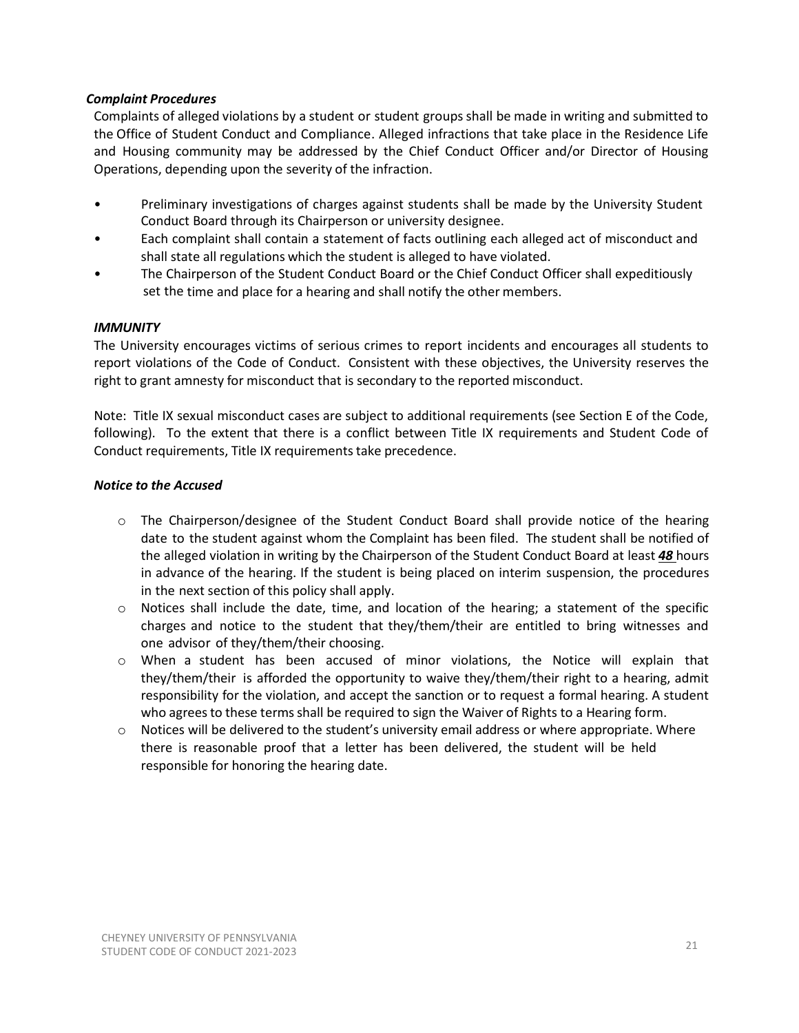***Complaint Procedures***

Complaints of alleged violations by a student or student groups shall be made in writing and submitted to the Office of Student Conduct and Compliance. Alleged infractions that take place in the Residence Life and Housing community may be addressed by the Chief Conduct Officer and/or Director of Housing Operations, depending upon the severity of the infraction.

- Preliminary investigations of charges against students shall be made by the University Student Conduct Board through its Chairperson or university designee.
- Each complaint shall contain a statement of facts outlining each alleged act of misconduct and shall state all regulations which the student is alleged to have violated.
- The Chairperson of the Student Conduct Board or the Chief Conduct Officer shall expeditiously set the time and place for a hearing and shall notify the other members.

***IMMUNITY***

The University encourages victims of serious crimes to report incidents and encourages all students to report violations of the Code of Conduct. Consistent with these objectives, the University reserves the right to grant amnesty for misconduct that is secondary to the reported misconduct.

Note: Title IX sexual misconduct cases are subject to additional requirements (see Section E of the Code, following). To the extent that there is a conflict between Title IX requirements and Student Code of Conduct requirements, Title IX requirements take precedence.

***Notice to the Accused***

- The Chairperson/designee of the Student Conduct Board shall provide notice of the hearing date to the student against whom the Complaint has been filed. The student shall be notified of the alleged violation in writing by the Chairperson of the Student Conduct Board at least ***48*** hours in advance of the hearing. If the student is being placed on interim suspension, the procedures in the next section of this policy shall apply.
- Notices shall include the date, time, and location of the hearing; a statement of the specific charges and notice to the student that they/them/their are entitled to bring witnesses and one advisor of they/them/their choosing.
- When a student has been accused of minor violations, the Notice will explain that they/them/their is afforded the opportunity to waive they/them/their right to a hearing, admit responsibility for the violation, and accept the sanction or to request a formal hearing. A student who agrees to these terms shall be required to sign the Waiver of Rights to a Hearing form.
- Notices will be delivered to the student's university email address or where appropriate. Where there is reasonable proof that a letter has been delivered, the student will be held responsible for honoring the hearing date.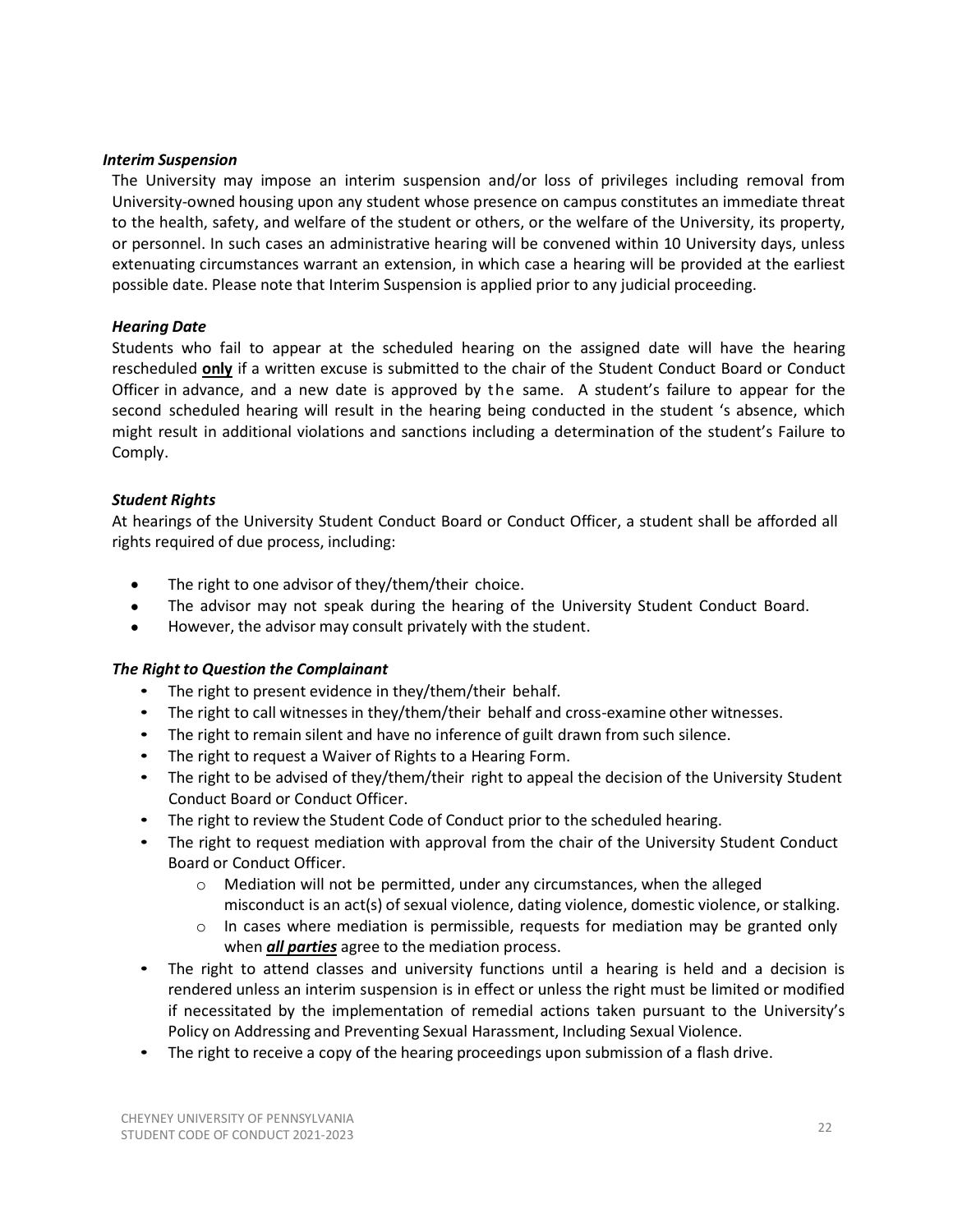***Interim Suspension***

The University may impose an interim suspension and/or loss of privileges including removal from University-owned housing upon any student whose presence on campus constitutes an immediate threat to the health, safety, and welfare of the student or others, or the welfare of the University, its property, or personnel. In such cases an administrative hearing will be convened within 10 University days, unless extenuating circumstances warrant an extension, in which case a hearing will be provided at the earliest possible date. Please note that Interim Suspension is applied prior to any judicial proceeding.

***Hearing Date***

Students who fail to appear at the scheduled hearing on the assigned date will have the hearing rescheduled **only** if a written excuse is submitted to the chair of the Student Conduct Board or Conduct Officer in advance, and a new date is approved by the same. A student's failure to appear for the second scheduled hearing will result in the hearing being conducted in the student 's absence, which might result in additional violations and sanctions including a determination of the student's Failure to Comply.

***Student Rights***

At hearings of the University Student Conduct Board or Conduct Officer, a student shall be afforded all rights required of due process, including:

- The right to one advisor of they/them/their choice.
- The advisor may not speak during the hearing of the University Student Conduct Board.
- However, the advisor may consult privately with the student.

***The Right to Question the Complainant***

- The right to present evidence in they/them/their behalf.
- The right to call witnesses in they/them/their behalf and cross-examine other witnesses.
- The right to remain silent and have no inference of guilt drawn from such silence.
- The right to request a Waiver of Rights to a Hearing Form.
- The right to be advised of they/them/their right to appeal the decision of the University Student Conduct Board or Conduct Officer.
- The right to review the Student Code of Conduct prior to the scheduled hearing.
- The right to request mediation with approval from the chair of the University Student Conduct Board or Conduct Officer.
  - Mediation will not be permitted, under any circumstances, when the alleged misconduct is an act(s) of sexual violence, dating violence, domestic violence, or stalking.
  - In cases where mediation is permissible, requests for mediation may be granted only when ***all parties*** agree to the mediation process.
- The right to attend classes and university functions until a hearing is held and a decision is rendered unless an interim suspension is in effect or unless the right must be limited or modified if necessitated by the implementation of remedial actions taken pursuant to the University's Policy on Addressing and Preventing Sexual Harassment, Including Sexual Violence.
- The right to receive a copy of the hearing proceedings upon submission of a flash drive.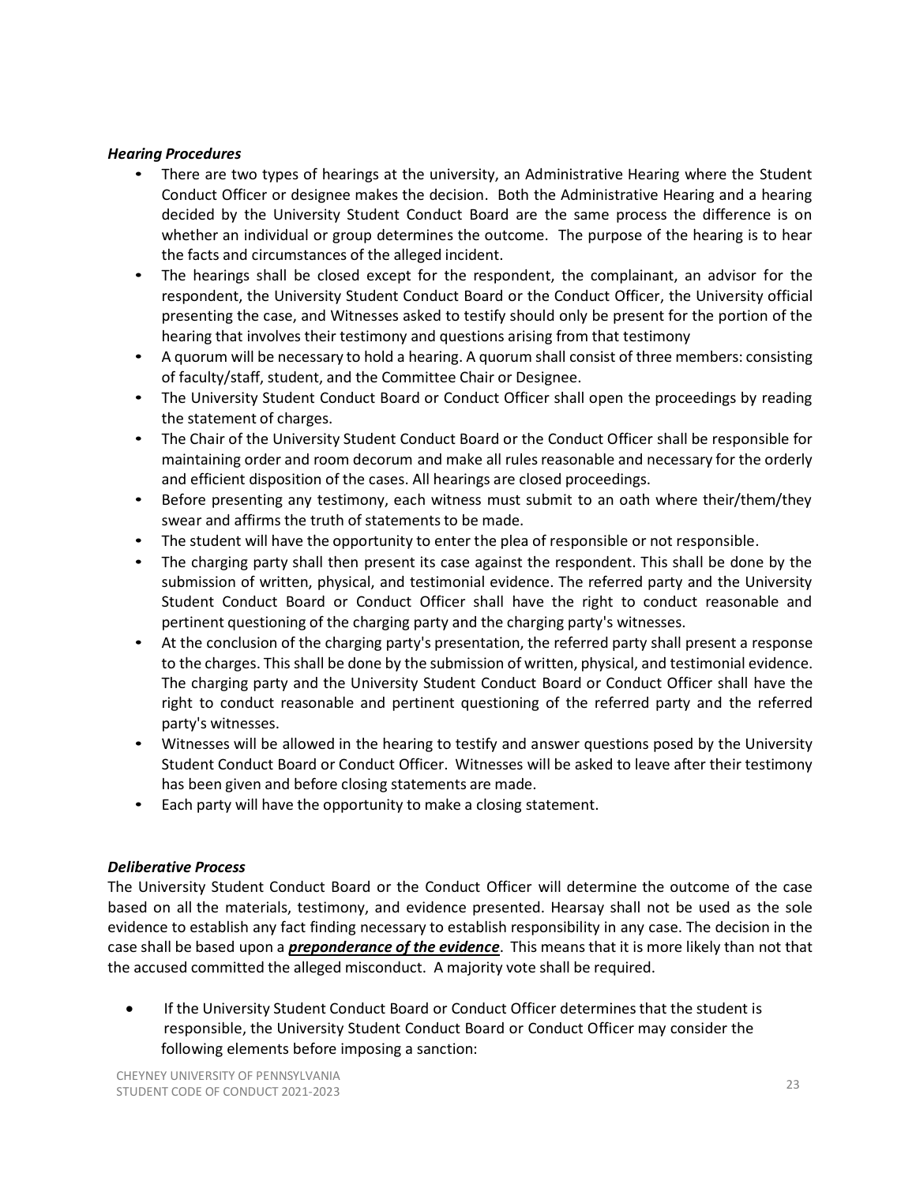***Hearing Procedures***

- There are two types of hearings at the university, an Administrative Hearing where the Student Conduct Officer or designee makes the decision. Both the Administrative Hearing and a hearing decided by the University Student Conduct Board are the same process the difference is on whether an individual or group determines the outcome. The purpose of the hearing is to hear the facts and circumstances of the alleged incident.
- The hearings shall be closed except for the respondent, the complainant, an advisor for the respondent, the University Student Conduct Board or the Conduct Officer, the University official presenting the case, and Witnesses asked to testify should only be present for the portion of the hearing that involves their testimony and questions arising from that testimony
- A quorum will be necessary to hold a hearing. A quorum shall consist of three members: consisting of faculty/staff, student, and the Committee Chair or Designee.
- The University Student Conduct Board or Conduct Officer shall open the proceedings by reading the statement of charges.
- The Chair of the University Student Conduct Board or the Conduct Officer shall be responsible for maintaining order and room decorum and make all rules reasonable and necessary for the orderly and efficient disposition of the cases. All hearings are closed proceedings.
- Before presenting any testimony, each witness must submit to an oath where their/them/they swear and affirms the truth of statements to be made.
- The student will have the opportunity to enter the plea of responsible or not responsible.
- The charging party shall then present its case against the respondent. This shall be done by the submission of written, physical, and testimonial evidence. The referred party and the University Student Conduct Board or Conduct Officer shall have the right to conduct reasonable and pertinent questioning of the charging party and the charging party's witnesses.
- At the conclusion of the charging party's presentation, the referred party shall present a response to the charges. This shall be done by the submission of written, physical, and testimonial evidence. The charging party and the University Student Conduct Board or Conduct Officer shall have the right to conduct reasonable and pertinent questioning of the referred party and the referred party's witnesses.
- Witnesses will be allowed in the hearing to testify and answer questions posed by the University Student Conduct Board or Conduct Officer. Witnesses will be asked to leave after their testimony has been given and before closing statements are made.
- Each party will have the opportunity to make a closing statement.

***Deliberative Process***

The University Student Conduct Board or the Conduct Officer will determine the outcome of the case based on all the materials, testimony, and evidence presented. Hearsay shall not be used as the sole evidence to establish any fact finding necessary to establish responsibility in any case. The decision in the case shall be based upon a ***preponderance of the evidence***. This means that it is more likely than not that the accused committed the alleged misconduct. A majority vote shall be required.

- If the University Student Conduct Board or Conduct Officer determines that the student is responsible, the University Student Conduct Board or Conduct Officer may consider the following elements before imposing a sanction: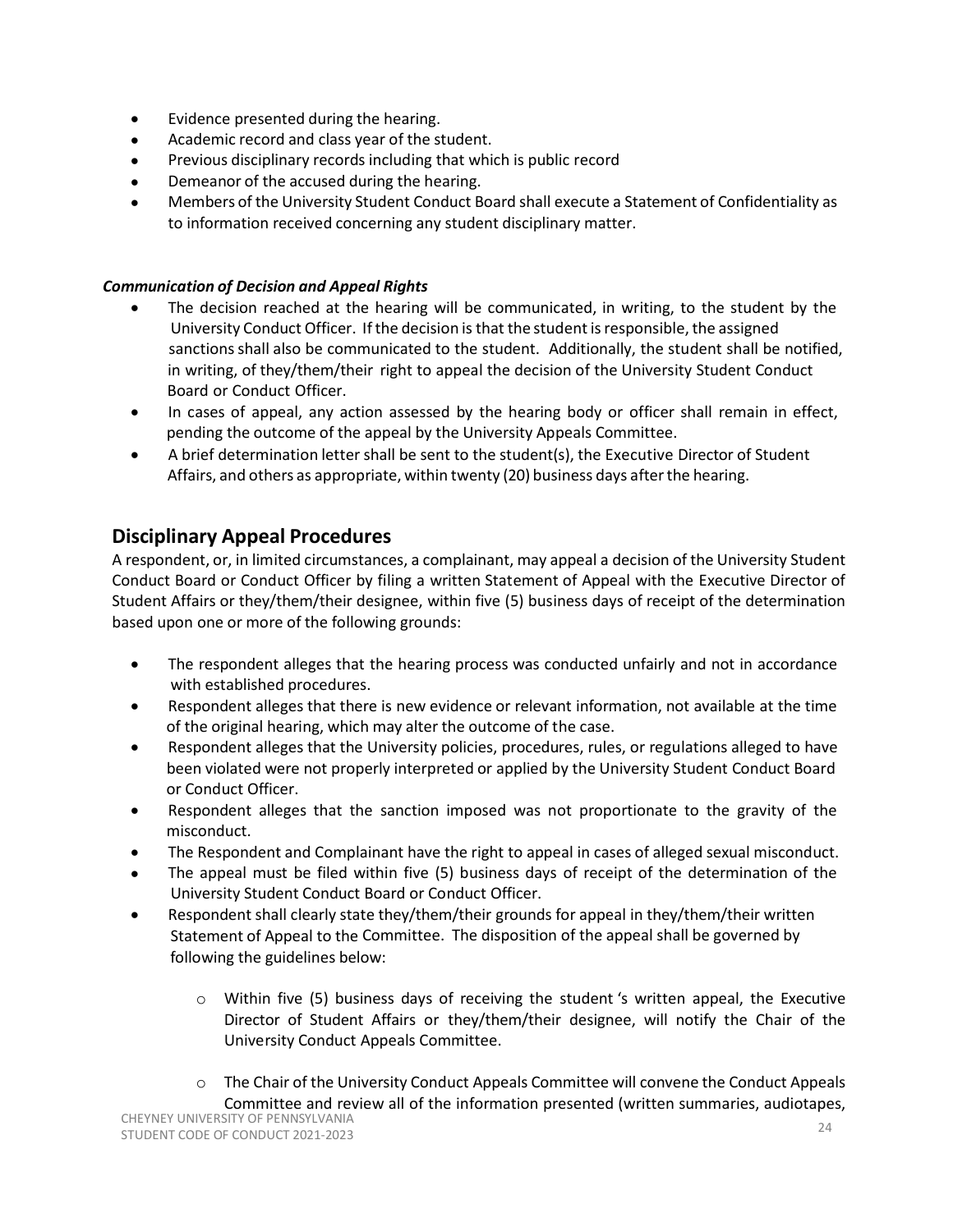- Evidence presented during the hearing.
- Academic record and class year of the student.
- Previous disciplinary records including that which is public record
- Demeanor of the accused during the hearing.
- Members of the University Student Conduct Board shall execute a Statement of Confidentiality as to information received concerning any student disciplinary matter.

***Communication of Decision and Appeal Rights***

- The decision reached at the hearing will be communicated, in writing, to the student by the University Conduct Officer. If the decision is that the student is responsible, the assigned sanctions shall also be communicated to the student. Additionally, the student shall be notified, in writing, of they/them/their right to appeal the decision of the University Student Conduct Board or Conduct Officer.
- In cases of appeal, any action assessed by the hearing body or officer shall remain in effect, pending the outcome of the appeal by the University Appeals Committee.
- A brief determination letter shall be sent to the student(s), the Executive Director of Student Affairs, and others as appropriate, within twenty (20) business days after the hearing.

## Disciplinary Appeal Procedures

A respondent, or, in limited circumstances, a complainant, may appeal a decision of the University Student Conduct Board or Conduct Officer by filing a written Statement of Appeal with the Executive Director of Student Affairs or they/them/their designee, within five (5) business days of receipt of the determination based upon one or more of the following grounds:

- The respondent alleges that the hearing process was conducted unfairly and not in accordance with established procedures.
- Respondent alleges that there is new evidence or relevant information, not available at the time of the original hearing, which may alter the outcome of the case.
- Respondent alleges that the University policies, procedures, rules, or regulations alleged to have been violated were not properly interpreted or applied by the University Student Conduct Board or Conduct Officer.
- Respondent alleges that the sanction imposed was not proportionate to the gravity of the misconduct.
- The Respondent and Complainant have the right to appeal in cases of alleged sexual misconduct.
- The appeal must be filed within five (5) business days of receipt of the determination of the University Student Conduct Board or Conduct Officer.
- Respondent shall clearly state they/them/their grounds for appeal in they/them/their written Statement of Appeal to the Committee. The disposition of the appeal shall be governed by following the guidelines below:
    - Within five (5) business days of receiving the student 's written appeal, the Executive Director of Student Affairs or they/them/their designee, will notify the Chair of the University Conduct Appeals Committee.
    - The Chair of the University Conduct Appeals Committee will convene the Conduct Appeals Committee and review all of the information presented (written summaries, audiotapes,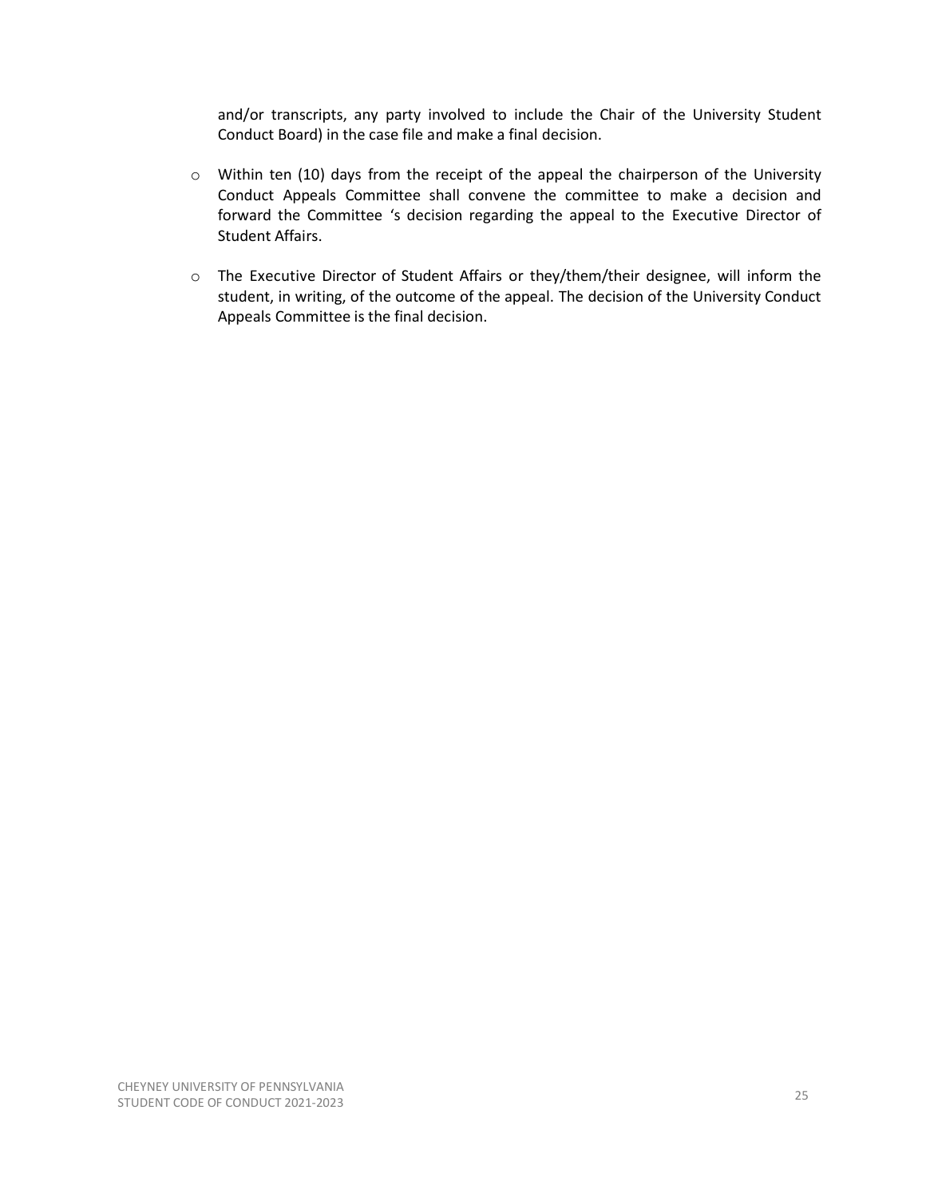and/or transcripts, any party involved to include the Chair of the University Student Conduct Board) in the case file and make a final decision.

- Within ten (10) days from the receipt of the appeal the chairperson of the University Conduct Appeals Committee shall convene the committee to make a decision and forward the Committee 's decision regarding the appeal to the Executive Director of Student Affairs.
- The Executive Director of Student Affairs or they/them/their designee, will inform the student, in writing, of the outcome of the appeal. The decision of the University Conduct Appeals Committee is the final decision.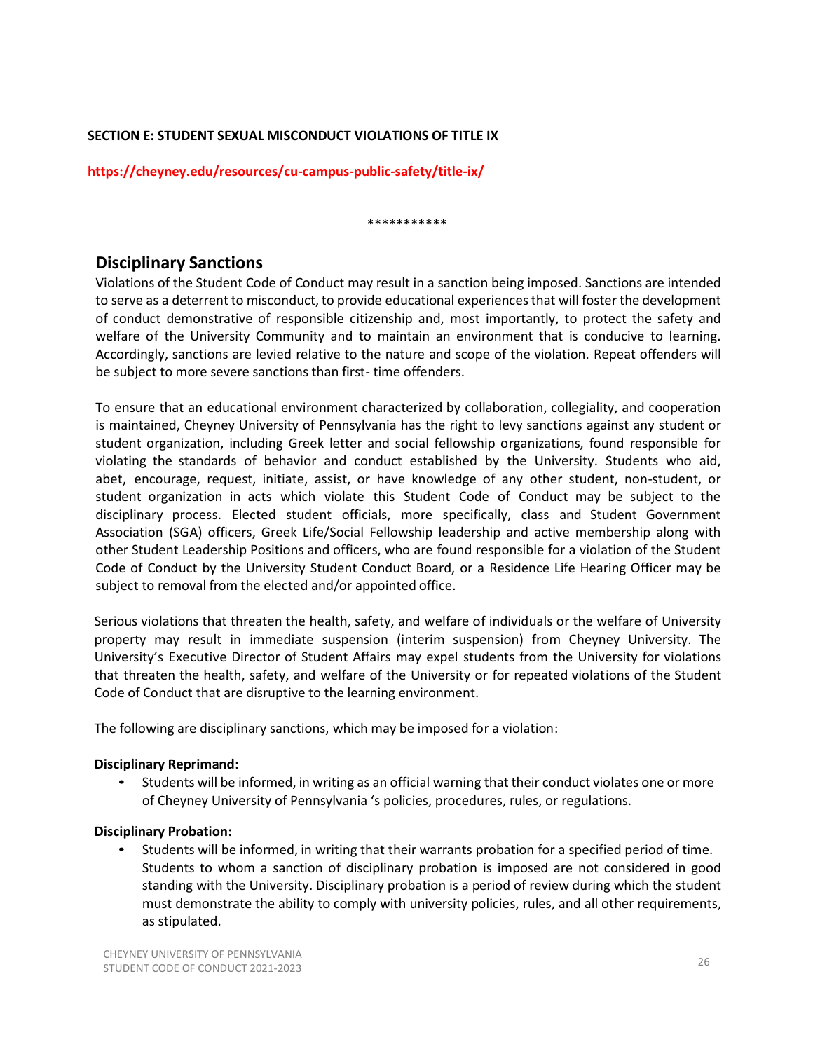**SECTION E: STUDENT SEXUAL MISCONDUCT VIOLATIONS OF TITLE IX**

**https://cheyney.edu/resources/cu-campus-public-safety/title-ix/**

***********

## Disciplinary Sanctions

Violations of the Student Code of Conduct may result in a sanction being imposed. Sanctions are intended to serve as a deterrent to misconduct, to provide educational experiences that will foster the development of conduct demonstrative of responsible citizenship and, most importantly, to protect the safety and welfare of the University Community and to maintain an environment that is conducive to learning. Accordingly, sanctions are levied relative to the nature and scope of the violation. Repeat offenders will be subject to more severe sanctions than first- time offenders.

To ensure that an educational environment characterized by collaboration, collegiality, and cooperation is maintained, Cheyney University of Pennsylvania has the right to levy sanctions against any student or student organization, including Greek letter and social fellowship organizations, found responsible for violating the standards of behavior and conduct established by the University. Students who aid, abet, encourage, request, initiate, assist, or have knowledge of any other student, non-student, or student organization in acts which violate this Student Code of Conduct may be subject to the disciplinary process. Elected student officials, more specifically, class and Student Government Association (SGA) officers, Greek Life/Social Fellowship leadership and active membership along with other Student Leadership Positions and officers, who are found responsible for a violation of the Student Code of Conduct by the University Student Conduct Board, or a Residence Life Hearing Officer may be subject to removal from the elected and/or appointed office.

Serious violations that threaten the health, safety, and welfare of individuals or the welfare of University property may result in immediate suspension (interim suspension) from Cheyney University. The University's Executive Director of Student Affairs may expel students from the University for violations that threaten the health, safety, and welfare of the University or for repeated violations of the Student Code of Conduct that are disruptive to the learning environment.

The following are disciplinary sanctions, which may be imposed for a violation:

**Disciplinary Reprimand:**

- Students will be informed, in writing as an official warning that their conduct violates one or more of Cheyney University of Pennsylvania 's policies, procedures, rules, or regulations.

**Disciplinary Probation:**

- Students will be informed, in writing that their warrants probation for a specified period of time. Students to whom a sanction of disciplinary probation is imposed are not considered in good standing with the University. Disciplinary probation is a period of review during which the student must demonstrate the ability to comply with university policies, rules, and all other requirements, as stipulated.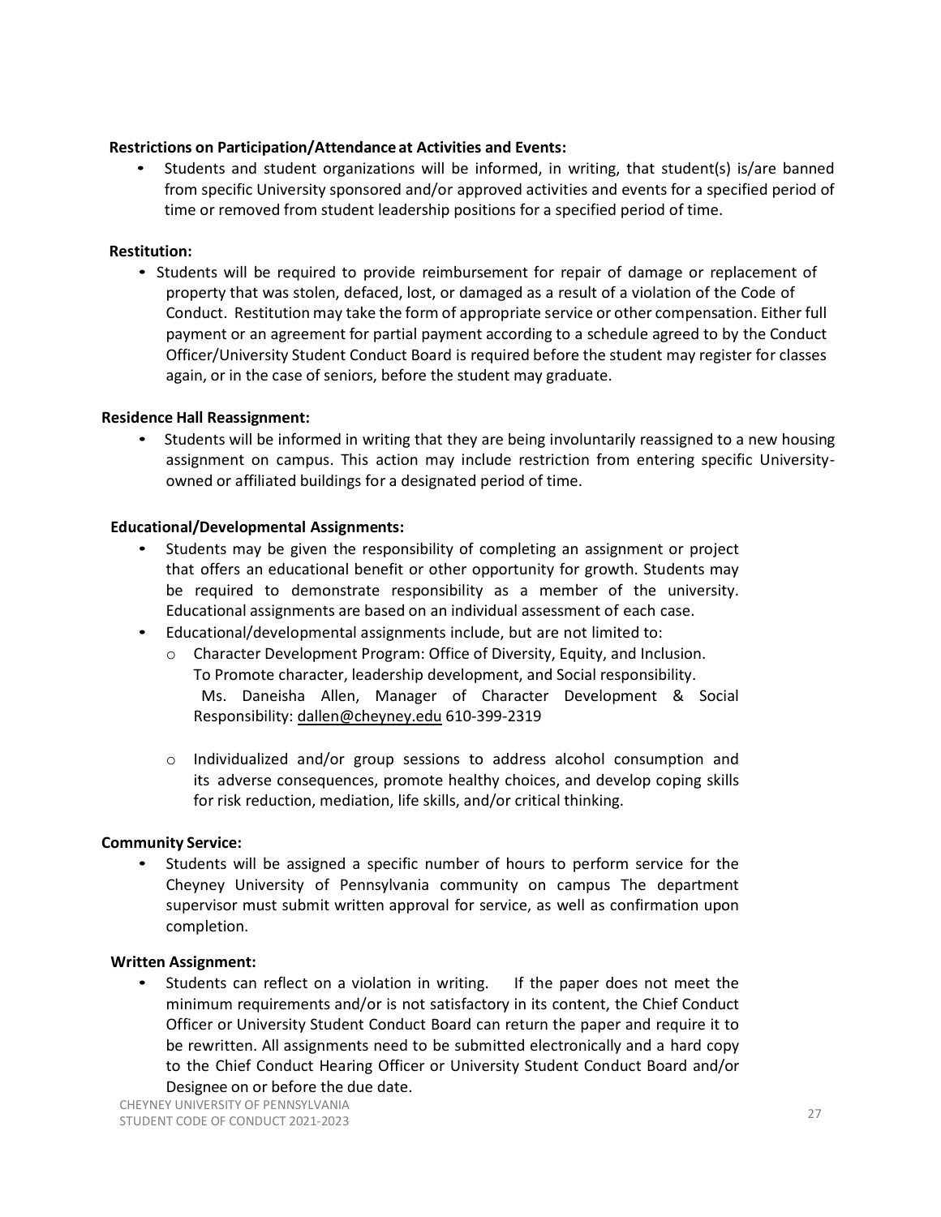**Restrictions on Participation/Attendance at Activities and Events:**

- Students and student organizations will be informed, in writing, that student(s) is/are banned from specific University sponsored and/or approved activities and events for a specified period of time or removed from student leadership positions for a specified period of time.

**Restitution:**

- Students will be required to provide reimbursement for repair of damage or replacement of property that was stolen, defaced, lost, or damaged as a result of a violation of the Code of Conduct. Restitution may take the form of appropriate service or other compensation. Either full payment or an agreement for partial payment according to a schedule agreed to by the Conduct Officer/University Student Conduct Board is required before the student may register for classes again, or in the case of seniors, before the student may graduate.

**Residence Hall Reassignment:**

- Students will be informed in writing that they are being involuntarily reassigned to a new housing assignment on campus. This action may include restriction from entering specific University-owned or affiliated buildings for a designated period of time.

**Educational/Developmental Assignments:**

- Students may be given the responsibility of completing an assignment or project that offers an educational benefit or other opportunity for growth. Students may be required to demonstrate responsibility as a member of the university. Educational assignments are based on an individual assessment of each case.
- Educational/developmental assignments include, but are not limited to:
  - Character Development Program: Office of Diversity, Equity, and Inclusion. To Promote character, leadership development, and Social responsibility. Ms. Daneisha Allen, Manager of Character Development & Social Responsibility: dallen@cheyney.edu 610-399-2319
  - Individualized and/or group sessions to address alcohol consumption and its adverse consequences, promote healthy choices, and develop coping skills for risk reduction, mediation, life skills, and/or critical thinking.

**Community Service:**

- Students will be assigned a specific number of hours to perform service for the Cheyney University of Pennsylvania community on campus The department supervisor must submit written approval for service, as well as confirmation upon completion.

**Written Assignment:**

- Students can reflect on a violation in writing. If the paper does not meet the minimum requirements and/or is not satisfactory in its content, the Chief Conduct Officer or University Student Conduct Board can return the paper and require it to be rewritten. All assignments need to be submitted electronically and a hard copy to the Chief Conduct Hearing Officer or University Student Conduct Board and/or Designee on or before the due date.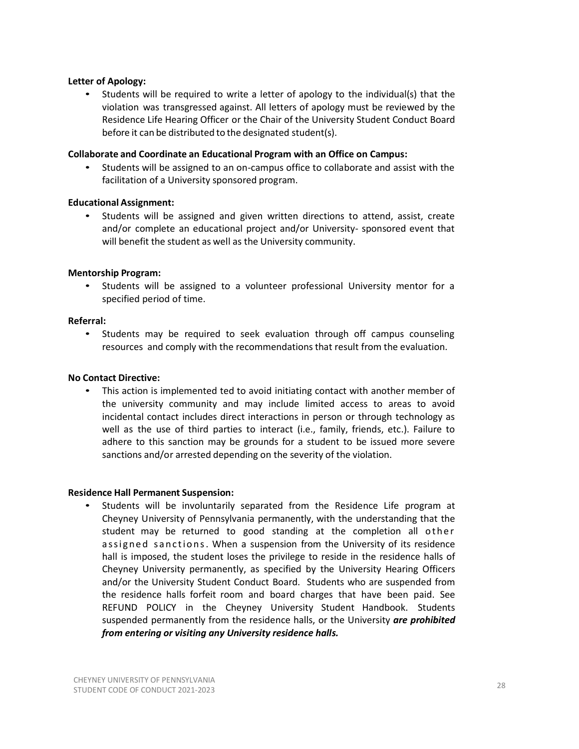**Letter of Apology:**

- Students will be required to write a letter of apology to the individual(s) that the violation was transgressed against. All letters of apology must be reviewed by the Residence Life Hearing Officer or the Chair of the University Student Conduct Board before it can be distributed to the designated student(s).

**Collaborate and Coordinate an Educational Program with an Office on Campus:**

- Students will be assigned to an on-campus office to collaborate and assist with the facilitation of a University sponsored program.

**Educational Assignment:**

- Students will be assigned and given written directions to attend, assist, create and/or complete an educational project and/or University- sponsored event that will benefit the student as well as the University community.

**Mentorship Program:**

- Students will be assigned to a volunteer professional University mentor for a specified period of time.

**Referral:**

- Students may be required to seek evaluation through off campus counseling resources and comply with the recommendations that result from the evaluation.

**No Contact Directive:**

- This action is implemented ted to avoid initiating contact with another member of the university community and may include limited access to areas to avoid incidental contact includes direct interactions in person or through technology as well as the use of third parties to interact (i.e., family, friends, etc.). Failure to adhere to this sanction may be grounds for a student to be issued more severe sanctions and/or arrested depending on the severity of the violation.

**Residence Hall Permanent Suspension:**

- Students will be involuntarily separated from the Residence Life program at Cheyney University of Pennsylvania permanently, with the understanding that the student may be returned to good standing at the completion all other assigned sanctions. When a suspension from the University of its residence hall is imposed, the student loses the privilege to reside in the residence halls of Cheyney University permanently, as specified by the University Hearing Officers and/or the University Student Conduct Board. Students who are suspended from the residence halls forfeit room and board charges that have been paid. See REFUND POLICY in the Cheyney University Student Handbook. Students suspended permanently from the residence halls, or the University ***are prohibited from entering or visiting any University residence halls.***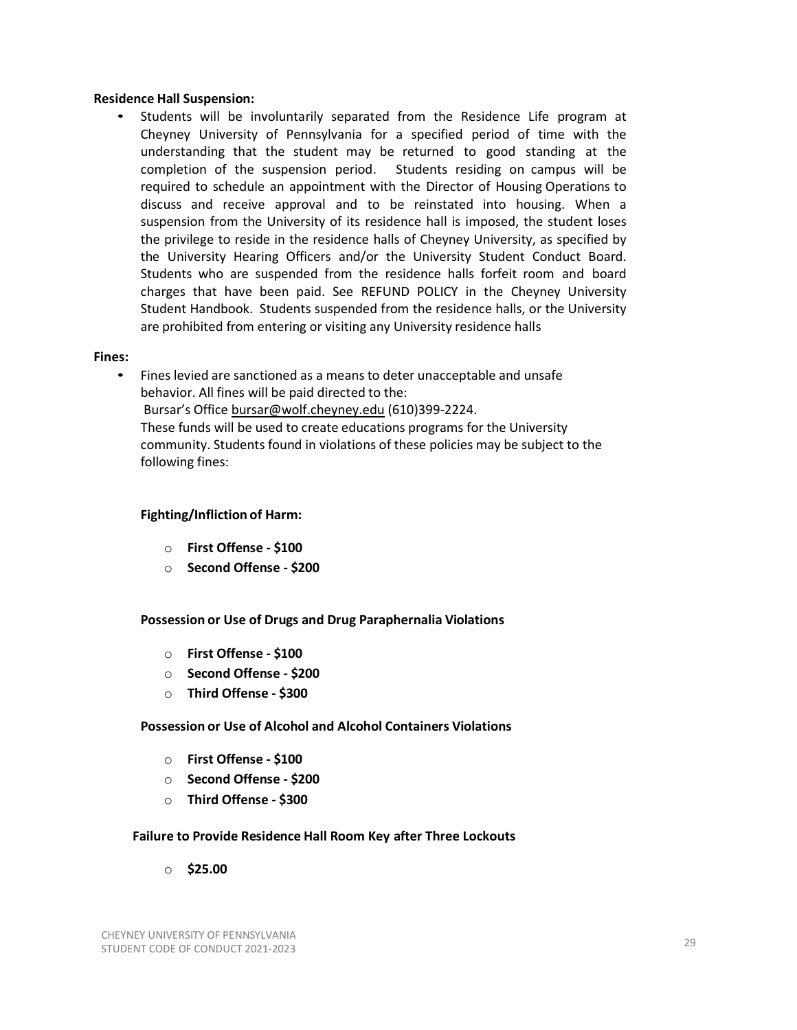**Residence Hall Suspension:**

- Students will be involuntarily separated from the Residence Life program at Cheyney University of Pennsylvania for a specified period of time with the understanding that the student may be returned to good standing at the completion of the suspension period. Students residing on campus will be required to schedule an appointment with the Director of Housing Operations to discuss and receive approval and to be reinstated into housing. When a suspension from the University of its residence hall is imposed, the student loses the privilege to reside in the residence halls of Cheyney University, as specified by the University Hearing Officers and/or the University Student Conduct Board. Students who are suspended from the residence halls forfeit room and board charges that have been paid. See REFUND POLICY in the Cheyney University Student Handbook. Students suspended from the residence halls, or the University are prohibited from entering or visiting any University residence halls

**Fines:**

- Fines levied are sanctioned as a means to deter unacceptable and unsafe behavior. All fines will be paid directed to the:
  Bursar's Office bursar@wolf.cheyney.edu (610)399-2224.
  These funds will be used to create educations programs for the University community. Students found in violations of these policies may be subject to the following fines:

**Fighting/Infliction of Harm:**

- **First Offense - $100**
- **Second Offense - $200**

**Possession or Use of Drugs and Drug Paraphernalia Violations**

- **First Offense - $100**
- **Second Offense - $200**
- **Third Offense - $300**

**Possession or Use of Alcohol and Alcohol Containers Violations**

- **First Offense - $100**
- **Second Offense - $200**
- **Third Offense - $300**

**Failure to Provide Residence Hall Room Key after Three Lockouts**

- **$25.00**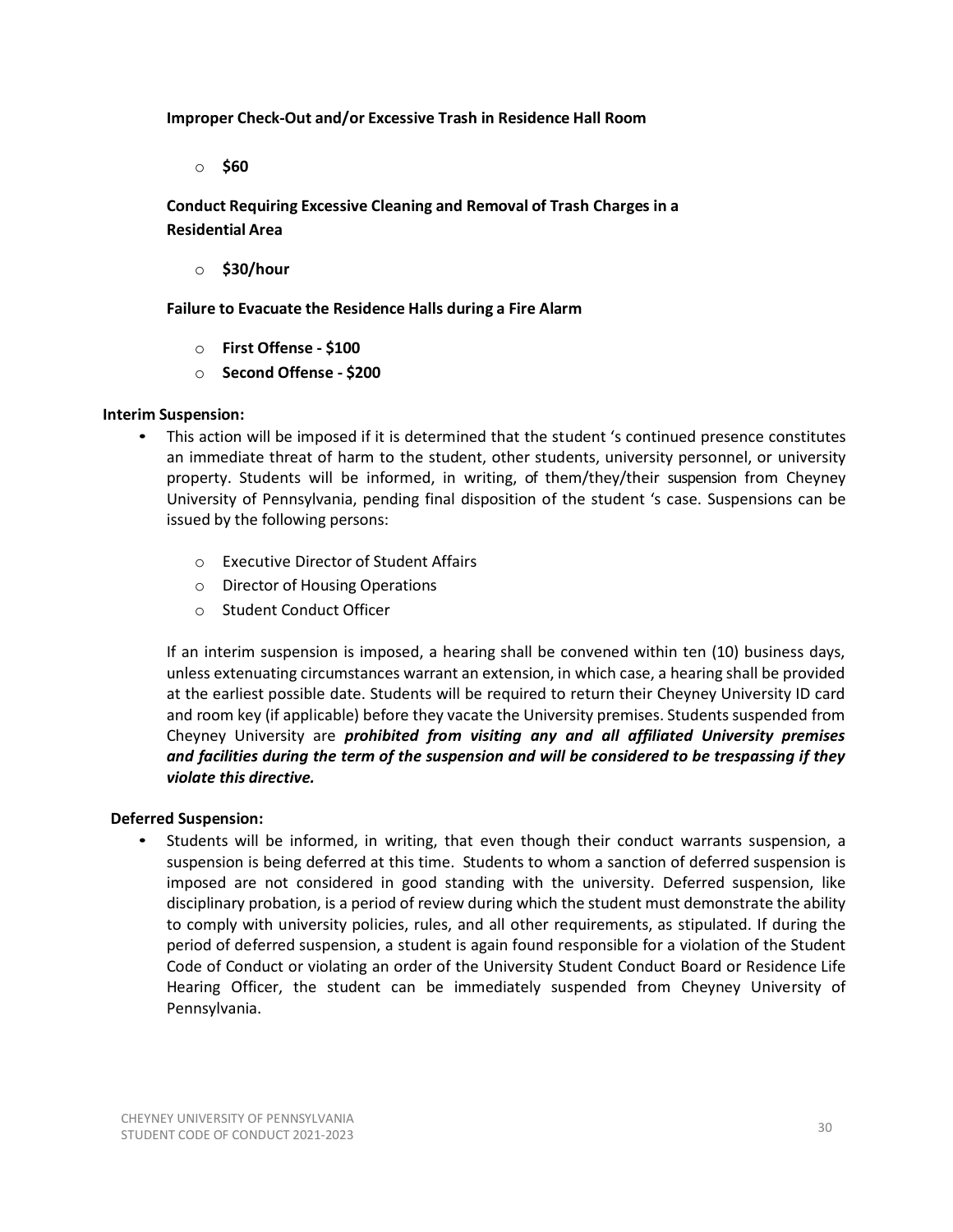**Improper Check-Out and/or Excessive Trash in Residence Hall Room**

- **$60**

**Conduct Requiring Excessive Cleaning and Removal of Trash Charges in a Residential Area**

- **$30/hour**

**Failure to Evacuate the Residence Halls during a Fire Alarm**

- **First Offense - $100**
- **Second Offense - $200**

**Interim Suspension:**

- This action will be imposed if it is determined that the student 's continued presence constitutes an immediate threat of harm to the student, other students, university personnel, or university property. Students will be informed, in writing, of them/they/their suspension from Cheyney University of Pennsylvania, pending final disposition of the student 's case. Suspensions can be issued by the following persons:

  - Executive Director of Student Affairs
  - Director of Housing Operations
  - Student Conduct Officer

  If an interim suspension is imposed, a hearing shall be convened within ten (10) business days, unless extenuating circumstances warrant an extension, in which case, a hearing shall be provided at the earliest possible date. Students will be required to return their Cheyney University ID card and room key (if applicable) before they vacate the University premises. Students suspended from Cheyney University are ***prohibited from visiting any and all affiliated University premises and facilities during the term of the suspension and will be considered to be trespassing if they violate this directive.***

**Deferred Suspension:**

- Students will be informed, in writing, that even though their conduct warrants suspension, a suspension is being deferred at this time. Students to whom a sanction of deferred suspension is imposed are not considered in good standing with the university. Deferred suspension, like disciplinary probation, is a period of review during which the student must demonstrate the ability to comply with university policies, rules, and all other requirements, as stipulated. If during the period of deferred suspension, a student is again found responsible for a violation of the Student Code of Conduct or violating an order of the University Student Conduct Board or Residence Life Hearing Officer, the student can be immediately suspended from Cheyney University of Pennsylvania.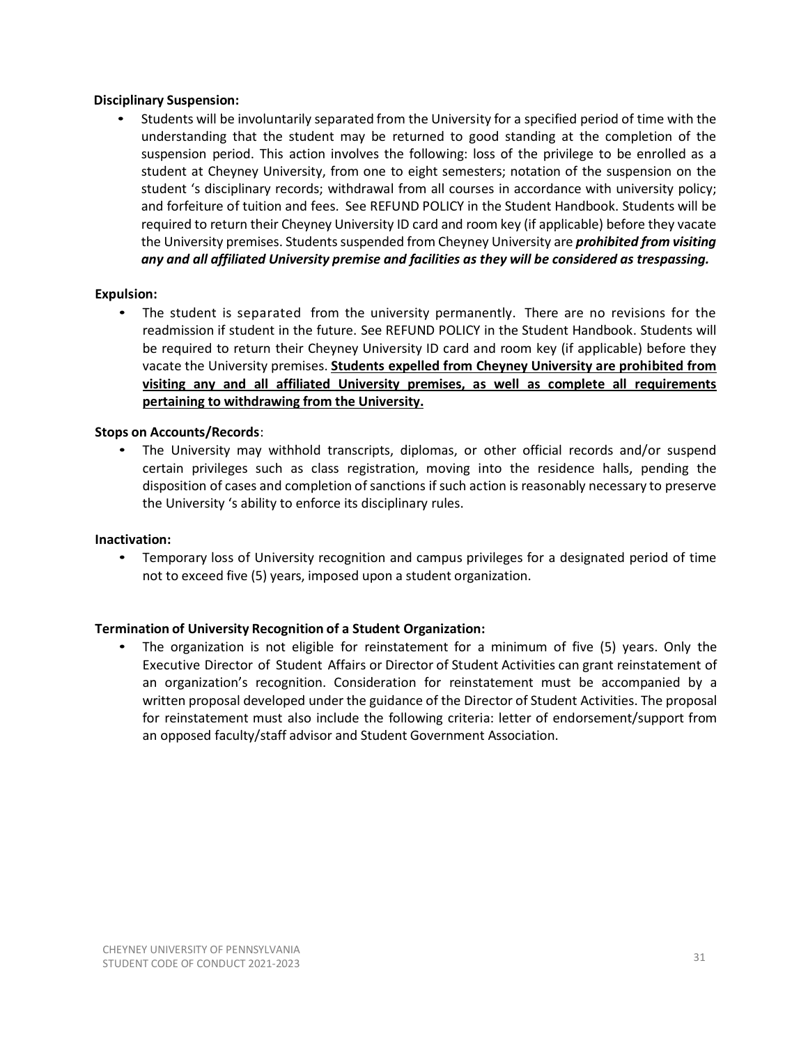**Disciplinary Suspension:**

- Students will be involuntarily separated from the University for a specified period of time with the understanding that the student may be returned to good standing at the completion of the suspension period. This action involves the following: loss of the privilege to be enrolled as a student at Cheyney University, from one to eight semesters; notation of the suspension on the student 's disciplinary records; withdrawal from all courses in accordance with university policy; and forfeiture of tuition and fees. See REFUND POLICY in the Student Handbook. Students will be required to return their Cheyney University ID card and room key (if applicable) before they vacate the University premises. Students suspended from Cheyney University are ***prohibited from visiting any and all affiliated University premise and facilities as they will be considered as trespassing.***

**Expulsion:**

- The student is separated from the university permanently. There are no revisions for the readmission if student in the future. See REFUND POLICY in the Student Handbook. Students will be required to return their Cheyney University ID card and room key (if applicable) before they vacate the University premises. **Students expelled from Cheyney University are prohibited from visiting any and all affiliated University premises, as well as complete all requirements pertaining to withdrawing from the University.**

**Stops on Accounts/Records**:

- The University may withhold transcripts, diplomas, or other official records and/or suspend certain privileges such as class registration, moving into the residence halls, pending the disposition of cases and completion of sanctions if such action is reasonably necessary to preserve the University 's ability to enforce its disciplinary rules.

**Inactivation:**

- Temporary loss of University recognition and campus privileges for a designated period of time not to exceed five (5) years, imposed upon a student organization.

**Termination of University Recognition of a Student Organization:**

- The organization is not eligible for reinstatement for a minimum of five (5) years. Only the Executive Director of Student Affairs or Director of Student Activities can grant reinstatement of an organization's recognition. Consideration for reinstatement must be accompanied by a written proposal developed under the guidance of the Director of Student Activities. The proposal for reinstatement must also include the following criteria: letter of endorsement/support from an opposed faculty/staff advisor and Student Government Association.